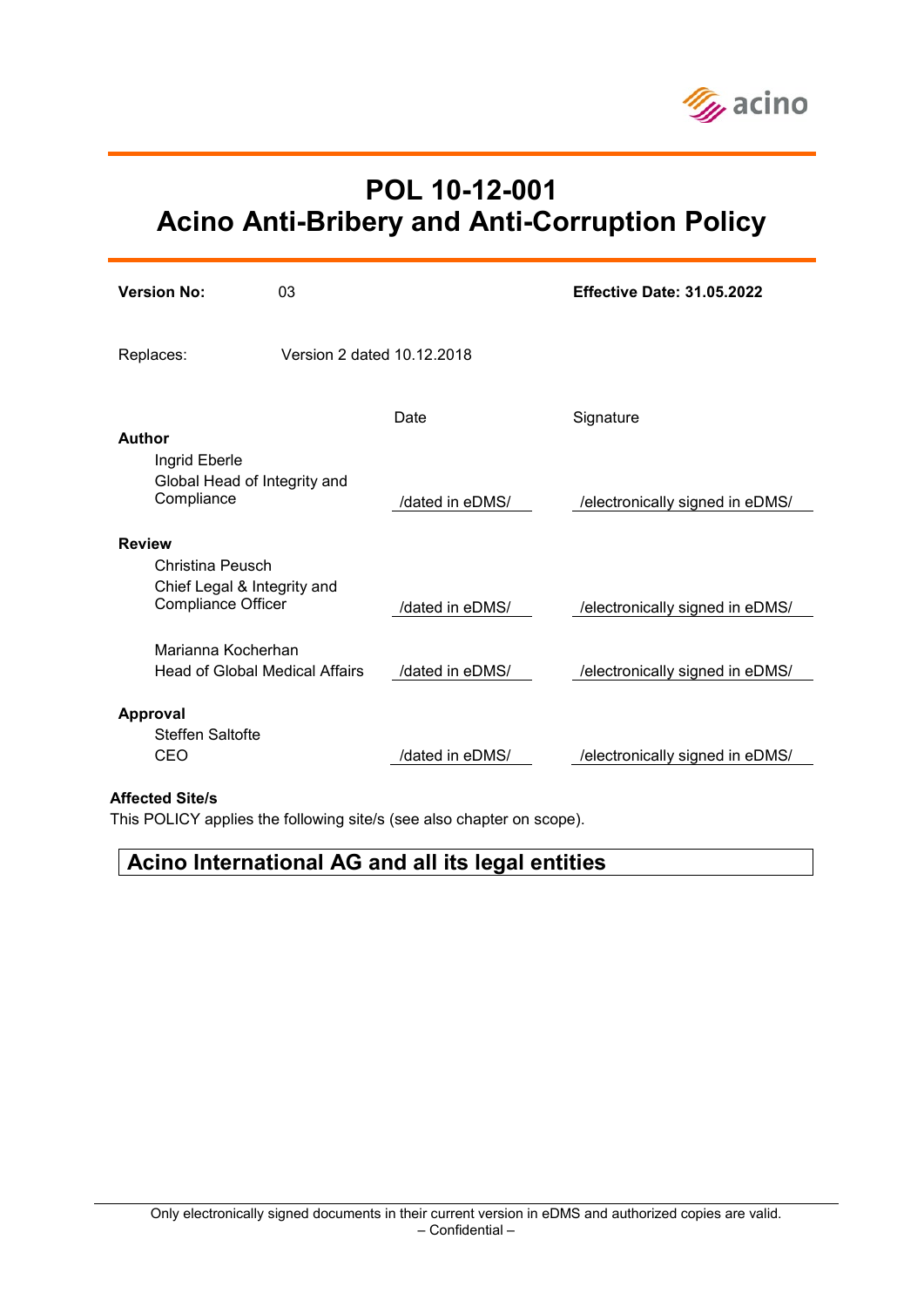# POL 10-12-001
# Acino Anti-Bribery and Anti-Corruption Policy

**Version No:** 03 **Effective Date: 31.05.2022**

Replaces: Version 2 dated 10.12.2018

| | Date | Signature |
|---|---|---|
| **Author** | | |
| Ingrid Eberle<br>Global Head of Integrity and Compliance | /dated in eDMS/ | /electronically signed in eDMS/ |
| **Review** | | |
| Christina Peusch<br>Chief Legal & Integrity and Compliance Officer | /dated in eDMS/ | /electronically signed in eDMS/ |
| Marianna Kocherhan<br>Head of Global Medical Affairs | /dated in eDMS/ | /electronically signed in eDMS/ |
| **Approval** | | |
| Steffen Saltofte<br>CEO | /dated in eDMS/ | /electronically signed in eDMS/ |

**Affected Site/s**

This POLICY applies the following site/s (see also chapter on scope).

**Acino International AG and all its legal entities**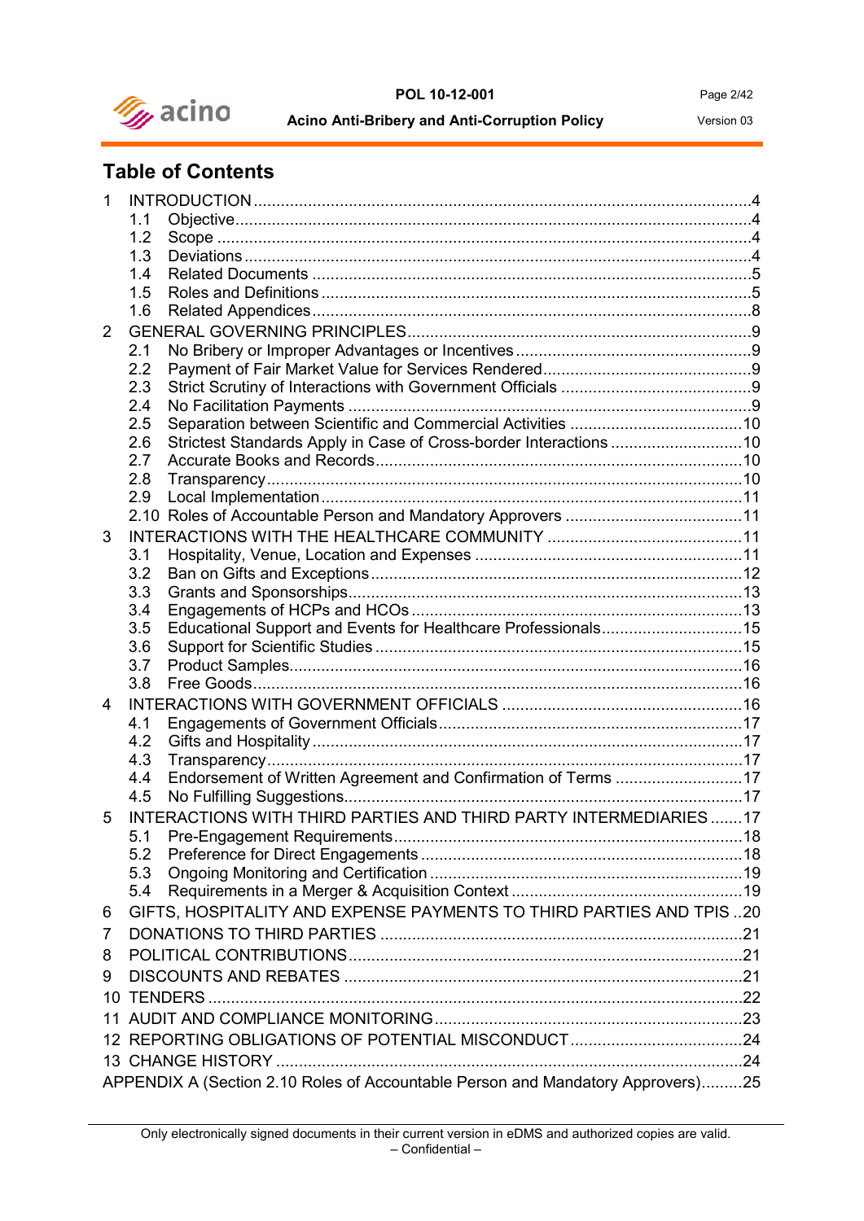# Table of Contents

1 INTRODUCTION ....4
- 1.1 Objective ....4
- 1.2 Scope ....4
- 1.3 Deviations ....4
- 1.4 Related Documents ....5
- 1.5 Roles and Definitions ....5
- 1.6 Related Appendices ....8

2 GENERAL GOVERNING PRINCIPLES ....9
- 2.1 No Bribery or Improper Advantages or Incentives ....9
- 2.2 Payment of Fair Market Value for Services Rendered ....9
- 2.3 Strict Scrutiny of Interactions with Government Officials ....9
- 2.4 No Facilitation Payments ....9
- 2.5 Separation between Scientific and Commercial Activities ....10
- 2.6 Strictest Standards Apply in Case of Cross-border Interactions ....10
- 2.7 Accurate Books and Records ....10
- 2.8 Transparency ....10
- 2.9 Local Implementation ....11
- 2.10 Roles of Accountable Person and Mandatory Approvers ....11

3 INTERACTIONS WITH THE HEALTHCARE COMMUNITY ....11
- 3.1 Hospitality, Venue, Location and Expenses ....11
- 3.2 Ban on Gifts and Exceptions ....12
- 3.3 Grants and Sponsorships ....13
- 3.4 Engagements of HCPs and HCOs ....13
- 3.5 Educational Support and Events for Healthcare Professionals ....15
- 3.6 Support for Scientific Studies ....15
- 3.7 Product Samples ....16
- 3.8 Free Goods ....16

4 INTERACTIONS WITH GOVERNMENT OFFICIALS ....16
- 4.1 Engagements of Government Officials ....17
- 4.2 Gifts and Hospitality ....17
- 4.3 Transparency ....17
- 4.4 Endorsement of Written Agreement and Confirmation of Terms ....17
- 4.5 No Fulfilling Suggestions ....17

5 INTERACTIONS WITH THIRD PARTIES AND THIRD PARTY INTERMEDIARIES ....17
- 5.1 Pre-Engagement Requirements ....18
- 5.2 Preference for Direct Engagements ....18
- 5.3 Ongoing Monitoring and Certification ....19
- 5.4 Requirements in a Merger & Acquisition Context ....19

6 GIFTS, HOSPITALITY AND EXPENSE PAYMENTS TO THIRD PARTIES AND TPIS ....20

7 DONATIONS TO THIRD PARTIES ....21

8 POLITICAL CONTRIBUTIONS ....21

9 DISCOUNTS AND REBATES ....21

10 TENDERS ....22

11 AUDIT AND COMPLIANCE MONITORING ....23

12 REPORTING OBLIGATIONS OF POTENTIAL MISCONDUCT ....24

13 CHANGE HISTORY ....24

APPENDIX A (Section 2.10 Roles of Accountable Person and Mandatory Approvers) ....25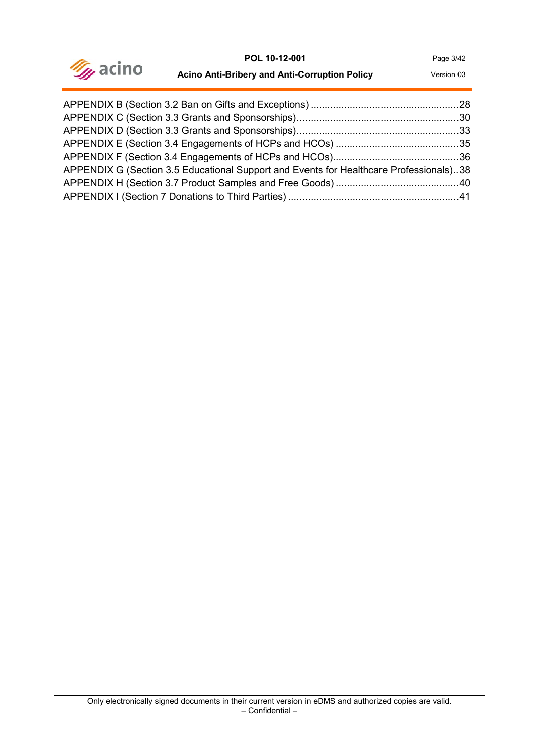APPENDIX B (Section 3.2 Ban on Gifts and Exceptions) ....................................................28
APPENDIX C (Section 3.3 Grants and Sponsorships)..........................................................30
APPENDIX D (Section 3.3 Grants and Sponsorships)..........................................................33
APPENDIX E (Section 3.4 Engagements of HCPs and HCOs) ............................................35
APPENDIX F (Section 3.4 Engagements of HCPs and HCOs).............................................36
APPENDIX G (Section 3.5 Educational Support and Events for Healthcare Professionals)..38
APPENDIX H (Section 3.7 Product Samples and Free Goods) ............................................40
APPENDIX I (Section 7 Donations to Third Parties) .............................................................41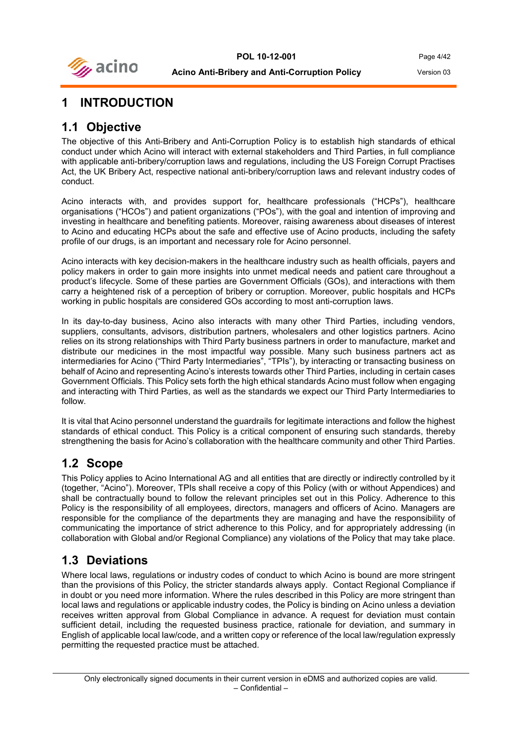# 1 INTRODUCTION

## 1.1 Objective

The objective of this Anti-Bribery and Anti-Corruption Policy is to establish high standards of ethical conduct under which Acino will interact with external stakeholders and Third Parties, in full compliance with applicable anti-bribery/corruption laws and regulations, including the US Foreign Corrupt Practises Act, the UK Bribery Act, respective national anti-bribery/corruption laws and relevant industry codes of conduct.

Acino interacts with, and provides support for, healthcare professionals ("HCPs"), healthcare organisations ("HCOs") and patient organizations ("POs"), with the goal and intention of improving and investing in healthcare and benefiting patients. Moreover, raising awareness about diseases of interest to Acino and educating HCPs about the safe and effective use of Acino products, including the safety profile of our drugs, is an important and necessary role for Acino personnel.

Acino interacts with key decision-makers in the healthcare industry such as health officials, payers and policy makers in order to gain more insights into unmet medical needs and patient care throughout a product's lifecycle. Some of these parties are Government Officials (GOs), and interactions with them carry a heightened risk of a perception of bribery or corruption. Moreover, public hospitals and HCPs working in public hospitals are considered GOs according to most anti-corruption laws.

In its day-to-day business, Acino also interacts with many other Third Parties, including vendors, suppliers, consultants, advisors, distribution partners, wholesalers and other logistics partners. Acino relies on its strong relationships with Third Party business partners in order to manufacture, market and distribute our medicines in the most impactful way possible. Many such business partners act as intermediaries for Acino ("Third Party Intermediaries", "TPIs"), by interacting or transacting business on behalf of Acino and representing Acino's interests towards other Third Parties, including in certain cases Government Officials. This Policy sets forth the high ethical standards Acino must follow when engaging and interacting with Third Parties, as well as the standards we expect our Third Party Intermediaries to follow.

It is vital that Acino personnel understand the guardrails for legitimate interactions and follow the highest standards of ethical conduct. This Policy is a critical component of ensuring such standards, thereby strengthening the basis for Acino's collaboration with the healthcare community and other Third Parties.

## 1.2 Scope

This Policy applies to Acino International AG and all entities that are directly or indirectly controlled by it (together, "Acino"). Moreover, TPIs shall receive a copy of this Policy (with or without Appendices) and shall be contractually bound to follow the relevant principles set out in this Policy. Adherence to this Policy is the responsibility of all employees, directors, managers and officers of Acino. Managers are responsible for the compliance of the departments they are managing and have the responsibility of communicating the importance of strict adherence to this Policy, and for appropriately addressing (in collaboration with Global and/or Regional Compliance) any violations of the Policy that may take place.

## 1.3 Deviations

Where local laws, regulations or industry codes of conduct to which Acino is bound are more stringent than the provisions of this Policy, the stricter standards always apply. Contact Regional Compliance if in doubt or you need more information. Where the rules described in this Policy are more stringent than local laws and regulations or applicable industry codes, the Policy is binding on Acino unless a deviation receives written approval from Global Compliance in advance. A request for deviation must contain sufficient detail, including the requested business practice, rationale for deviation, and summary in English of applicable local law/code, and a written copy or reference of the local law/regulation expressly permitting the requested practice must be attached.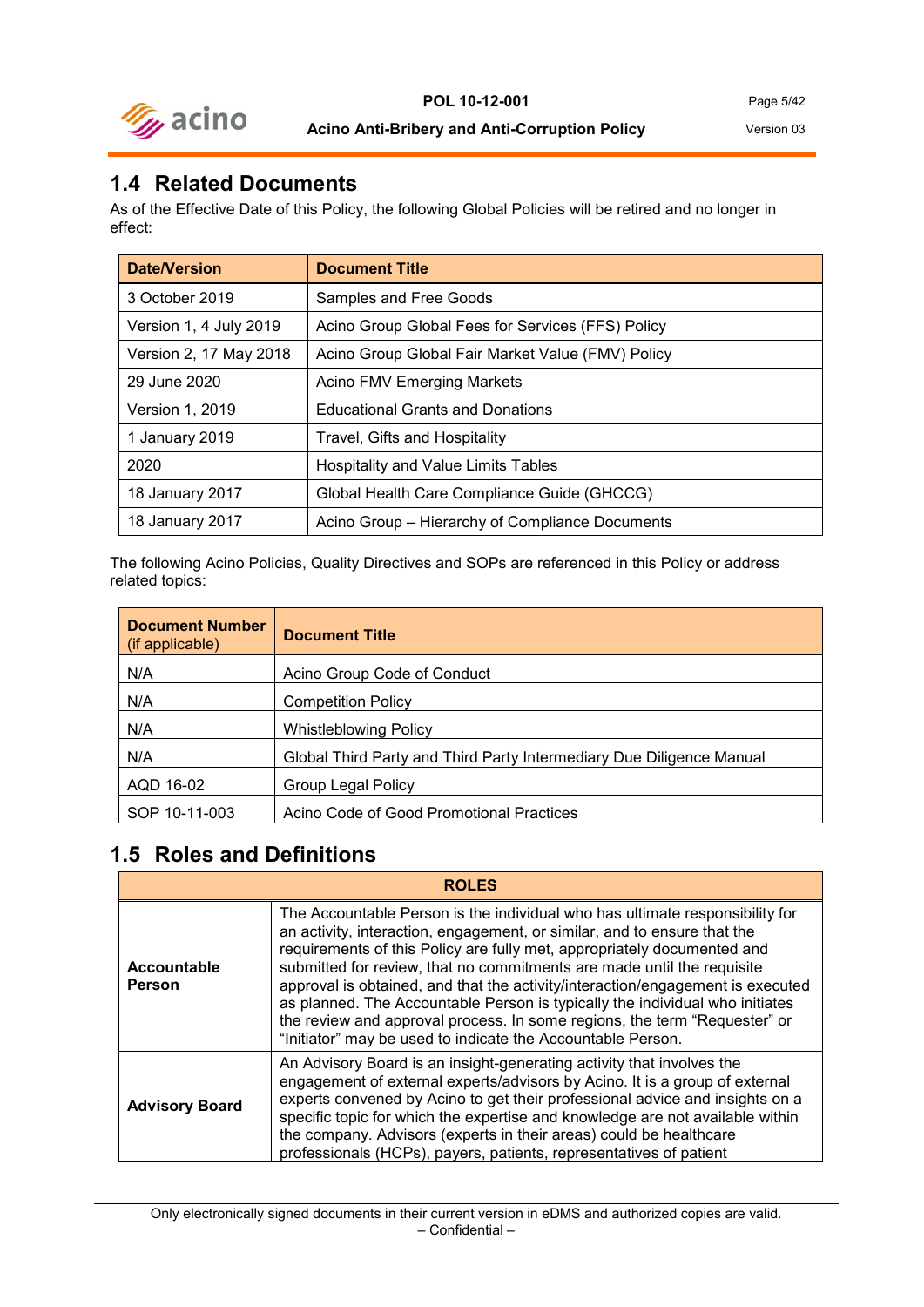## 1.4 Related Documents

As of the Effective Date of this Policy, the following Global Policies will be retired and no longer in effect:

| Date/Version | Document Title |
|---|---|
| 3 October 2019 | Samples and Free Goods |
| Version 1, 4 July 2019 | Acino Group Global Fees for Services (FFS) Policy |
| Version 2, 17 May 2018 | Acino Group Global Fair Market Value (FMV) Policy |
| 29 June 2020 | Acino FMV Emerging Markets |
| Version 1, 2019 | Educational Grants and Donations |
| 1 January 2019 | Travel, Gifts and Hospitality |
| 2020 | Hospitality and Value Limits Tables |
| 18 January 2017 | Global Health Care Compliance Guide (GHCCG) |
| 18 January 2017 | Acino Group – Hierarchy of Compliance Documents |

The following Acino Policies, Quality Directives and SOPs are referenced in this Policy or address related topics:

| **Document Number** (if applicable) | Document Title |
|---|---|
| N/A | Acino Group Code of Conduct |
| N/A | Competition Policy |
| N/A | Whistleblowing Policy |
| N/A | Global Third Party and Third Party Intermediary Due Diligence Manual |
| AQD 16-02 | Group Legal Policy |
| SOP 10-11-003 | Acino Code of Good Promotional Practices |

## 1.5 Roles and Definitions

| ROLES | |
|---|---|
| **Accountable Person** | The Accountable Person is the individual who has ultimate responsibility for an activity, interaction, engagement, or similar, and to ensure that the requirements of this Policy are fully met, appropriately documented and submitted for review, that no commitments are made until the requisite approval is obtained, and that the activity/interaction/engagement is executed as planned. The Accountable Person is typically the individual who initiates the review and approval process. In some regions, the term "Requester" or "Initiator" may be used to indicate the Accountable Person. |
| **Advisory Board** | An Advisory Board is an insight-generating activity that involves the engagement of external experts/advisors by Acino. It is a group of external experts convened by Acino to get their professional advice and insights on a specific topic for which the expertise and knowledge are not available within the company. Advisors (experts in their areas) could be healthcare professionals (HCPs), payers, patients, representatives of patient |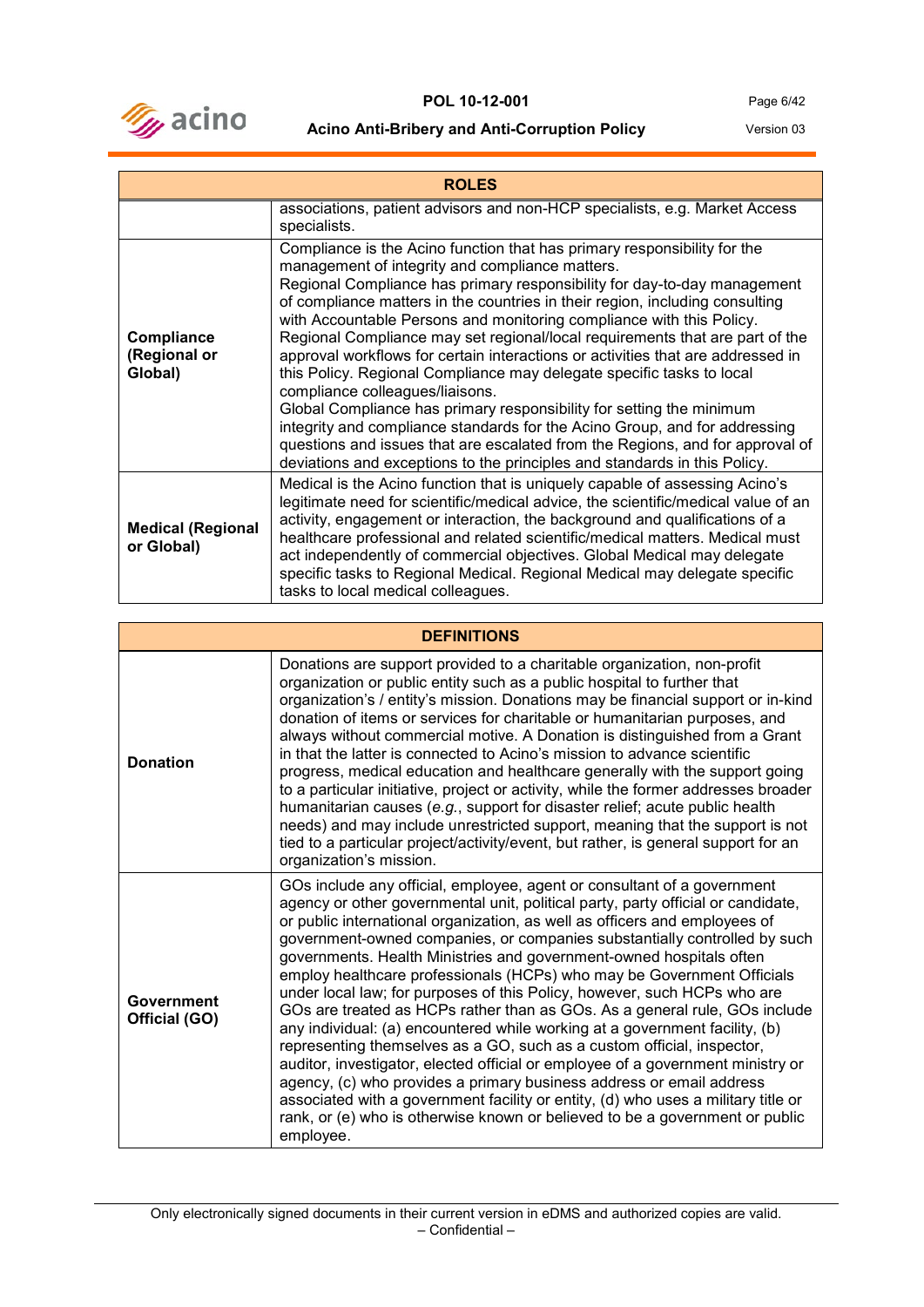| ROLES | |
|---|---|
| | associations, patient advisors and non-HCP specialists, e.g. Market Access specialists. |
| **Compliance (Regional or Global)** | Compliance is the Acino function that has primary responsibility for the management of integrity and compliance matters.<br>Regional Compliance has primary responsibility for day-to-day management of compliance matters in the countries in their region, including consulting with Accountable Persons and monitoring compliance with this Policy. Regional Compliance may set regional/local requirements that are part of the approval workflows for certain interactions or activities that are addressed in this Policy. Regional Compliance may delegate specific tasks to local compliance colleagues/liaisons.<br>Global Compliance has primary responsibility for setting the minimum integrity and compliance standards for the Acino Group, and for addressing questions and issues that are escalated from the Regions, and for approval of deviations and exceptions to the principles and standards in this Policy. |
| **Medical (Regional or Global)** | Medical is the Acino function that is uniquely capable of assessing Acino's legitimate need for scientific/medical advice, the scientific/medical value of an activity, engagement or interaction, the background and qualifications of a healthcare professional and related scientific/medical matters. Medical must act independently of commercial objectives. Global Medical may delegate specific tasks to Regional Medical. Regional Medical may delegate specific tasks to local medical colleagues. |

| DEFINITIONS | |
|---|---|
| **Donation** | Donations are support provided to a charitable organization, non-profit organization or public entity such as a public hospital to further that organization's / entity's mission. Donations may be financial support or in-kind donation of items or services for charitable or humanitarian purposes, and always without commercial motive. A Donation is distinguished from a Grant in that the latter is connected to Acino's mission to advance scientific progress, medical education and healthcare generally with the support going to a particular initiative, project or activity, while the former addresses broader humanitarian causes (*e.g.*, support for disaster relief; acute public health needs) and may include unrestricted support, meaning that the support is not tied to a particular project/activity/event, but rather, is general support for an organization's mission. |
| **Government Official (GO)** | GOs include any official, employee, agent or consultant of a government agency or other governmental unit, political party, party official or candidate, or public international organization, as well as officers and employees of government-owned companies, or companies substantially controlled by such governments. Health Ministries and government-owned hospitals often employ healthcare professionals (HCPs) who may be Government Officials under local law; for purposes of this Policy, however, such HCPs who are GOs are treated as HCPs rather than as GOs. As a general rule, GOs include any individual: (a) encountered while working at a government facility, (b) representing themselves as a GO, such as a custom official, inspector, auditor, investigator, elected official or employee of a government ministry or agency, (c) who provides a primary business address or email address associated with a government facility or entity, (d) who uses a military title or rank, or (e) who is otherwise known or believed to be a government or public employee. |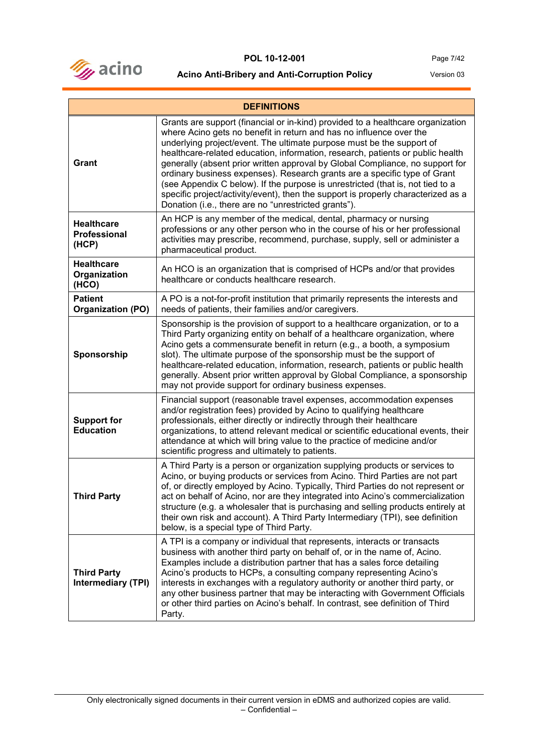| DEFINITIONS | |
|---|---|
| **Grant** | Grants are support (financial or in-kind) provided to a healthcare organization where Acino gets no benefit in return and has no influence over the underlying project/event. The ultimate purpose must be the support of healthcare-related education, information, research, patients or public health generally (absent prior written approval by Global Compliance, no support for ordinary business expenses). Research grants are a specific type of Grant (see Appendix C below). If the purpose is unrestricted (that is, not tied to a specific project/activity/event), then the support is properly characterized as a Donation (i.e., there are no "unrestricted grants"). |
| **Healthcare Professional (HCP)** | An HCP is any member of the medical, dental, pharmacy or nursing professions or any other person who in the course of his or her professional activities may prescribe, recommend, purchase, supply, sell or administer a pharmaceutical product. |
| **Healthcare Organization (HCO)** | An HCO is an organization that is comprised of HCPs and/or that provides healthcare or conducts healthcare research. |
| **Patient Organization (PO)** | A PO is a not-for-profit institution that primarily represents the interests and needs of patients, their families and/or caregivers. |
| **Sponsorship** | Sponsorship is the provision of support to a healthcare organization, or to a Third Party organizing entity on behalf of a healthcare organization, where Acino gets a commensurate benefit in return (e.g., a booth, a symposium slot). The ultimate purpose of the sponsorship must be the support of healthcare-related education, information, research, patients or public health generally. Absent prior written approval by Global Compliance, a sponsorship may not provide support for ordinary business expenses. |
| **Support for Education** | Financial support (reasonable travel expenses, accommodation expenses and/or registration fees) provided by Acino to qualifying healthcare professionals, either directly or indirectly through their healthcare organizations, to attend relevant medical or scientific educational events, their attendance at which will bring value to the practice of medicine and/or scientific progress and ultimately to patients. |
| **Third Party** | A Third Party is a person or organization supplying products or services to Acino, or buying products or services from Acino. Third Parties are not part of, or directly employed by Acino. Typically, Third Parties do not represent or act on behalf of Acino, nor are they integrated into Acino's commercialization structure (e.g. a wholesaler that is purchasing and selling products entirely at their own risk and account). A Third Party Intermediary (TPI), see definition below, is a special type of Third Party. |
| **Third Party Intermediary (TPI)** | A TPI is a company or individual that represents, interacts or transacts business with another third party on behalf of, or in the name of, Acino. Examples include a distribution partner that has a sales force detailing Acino's products to HCPs, a consulting company representing Acino's interests in exchanges with a regulatory authority or another third party, or any other business partner that may be interacting with Government Officials or other third parties on Acino's behalf. In contrast, see definition of Third Party. |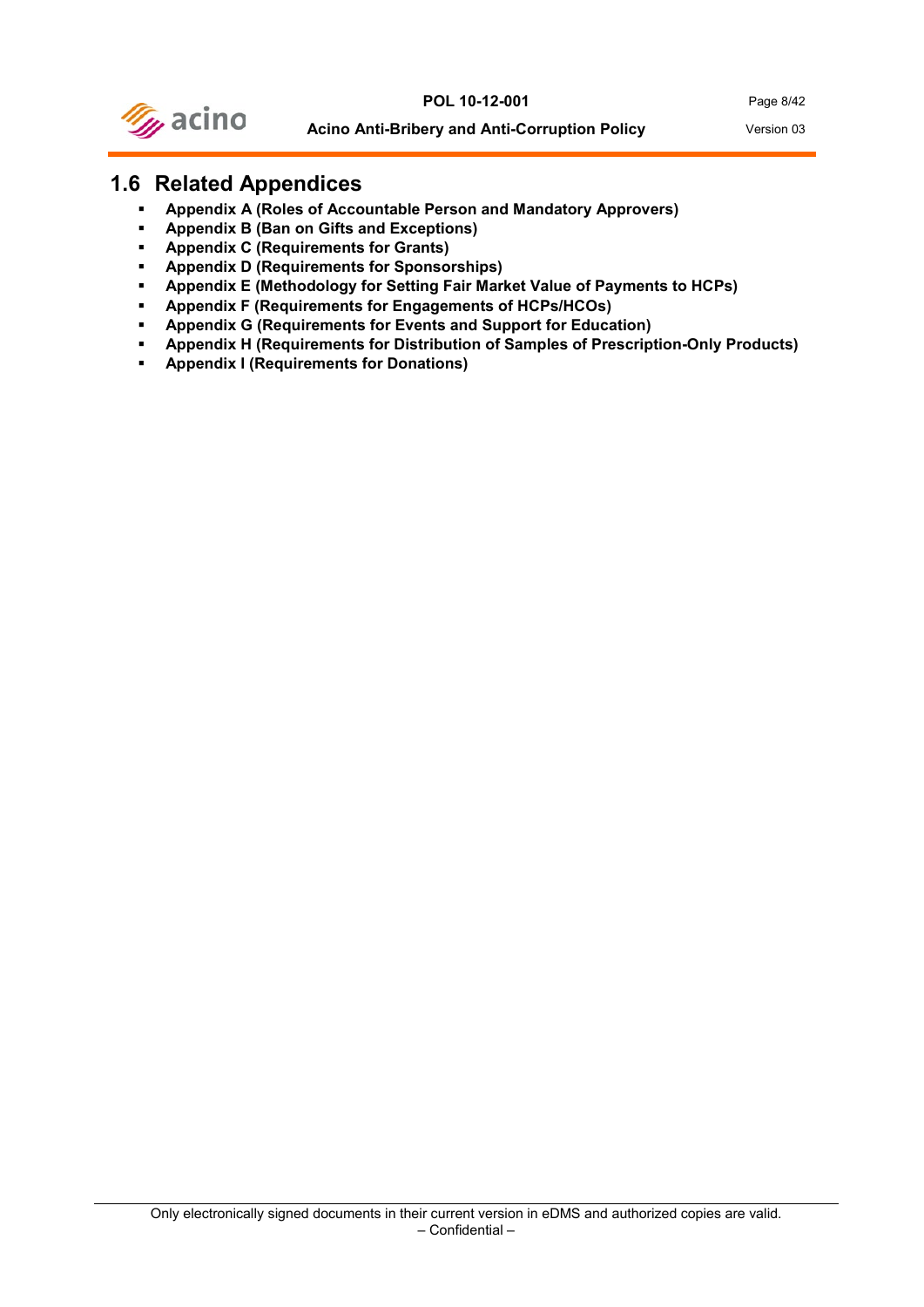## 1.6 Related Appendices

- **Appendix A (Roles of Accountable Person and Mandatory Approvers)**
- **Appendix B (Ban on Gifts and Exceptions)**
- **Appendix C (Requirements for Grants)**
- **Appendix D (Requirements for Sponsorships)**
- **Appendix E (Methodology for Setting Fair Market Value of Payments to HCPs)**
- **Appendix F (Requirements for Engagements of HCPs/HCOs)**
- **Appendix G (Requirements for Events and Support for Education)**
- **Appendix H (Requirements for Distribution of Samples of Prescription-Only Products)**
- **Appendix I (Requirements for Donations)**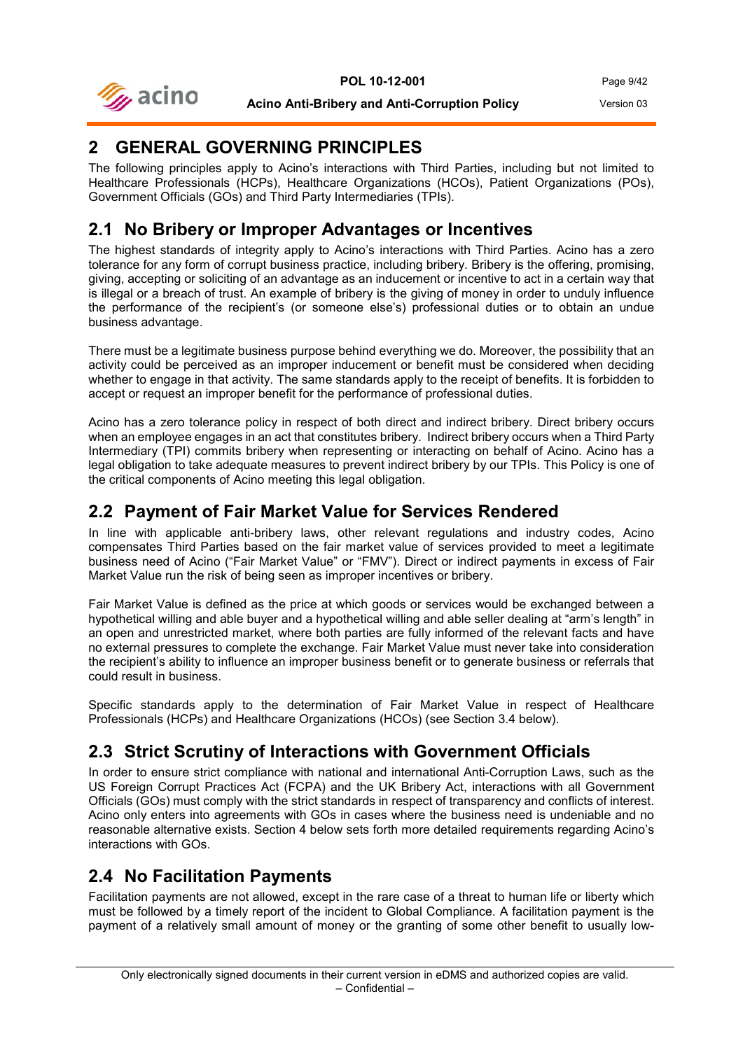# 2 GENERAL GOVERNING PRINCIPLES

The following principles apply to Acino's interactions with Third Parties, including but not limited to Healthcare Professionals (HCPs), Healthcare Organizations (HCOs), Patient Organizations (POs), Government Officials (GOs) and Third Party Intermediaries (TPIs).

## 2.1 No Bribery or Improper Advantages or Incentives

The highest standards of integrity apply to Acino's interactions with Third Parties. Acino has a zero tolerance for any form of corrupt business practice, including bribery. Bribery is the offering, promising, giving, accepting or soliciting of an advantage as an inducement or incentive to act in a certain way that is illegal or a breach of trust. An example of bribery is the giving of money in order to unduly influence the performance of the recipient's (or someone else's) professional duties or to obtain an undue business advantage.

There must be a legitimate business purpose behind everything we do. Moreover, the possibility that an activity could be perceived as an improper inducement or benefit must be considered when deciding whether to engage in that activity. The same standards apply to the receipt of benefits. It is forbidden to accept or request an improper benefit for the performance of professional duties.

Acino has a zero tolerance policy in respect of both direct and indirect bribery. Direct bribery occurs when an employee engages in an act that constitutes bribery. Indirect bribery occurs when a Third Party Intermediary (TPI) commits bribery when representing or interacting on behalf of Acino. Acino has a legal obligation to take adequate measures to prevent indirect bribery by our TPIs. This Policy is one of the critical components of Acino meeting this legal obligation.

## 2.2 Payment of Fair Market Value for Services Rendered

In line with applicable anti-bribery laws, other relevant regulations and industry codes, Acino compensates Third Parties based on the fair market value of services provided to meet a legitimate business need of Acino ("Fair Market Value" or "FMV"). Direct or indirect payments in excess of Fair Market Value run the risk of being seen as improper incentives or bribery.

Fair Market Value is defined as the price at which goods or services would be exchanged between a hypothetical willing and able buyer and a hypothetical willing and able seller dealing at "arm's length" in an open and unrestricted market, where both parties are fully informed of the relevant facts and have no external pressures to complete the exchange. Fair Market Value must never take into consideration the recipient's ability to influence an improper business benefit or to generate business or referrals that could result in business.

Specific standards apply to the determination of Fair Market Value in respect of Healthcare Professionals (HCPs) and Healthcare Organizations (HCOs) (see Section 3.4 below).

## 2.3 Strict Scrutiny of Interactions with Government Officials

In order to ensure strict compliance with national and international Anti-Corruption Laws, such as the US Foreign Corrupt Practices Act (FCPA) and the UK Bribery Act, interactions with all Government Officials (GOs) must comply with the strict standards in respect of transparency and conflicts of interest. Acino only enters into agreements with GOs in cases where the business need is undeniable and no reasonable alternative exists. Section 4 below sets forth more detailed requirements regarding Acino's interactions with GOs.

## 2.4 No Facilitation Payments

Facilitation payments are not allowed, except in the rare case of a threat to human life or liberty which must be followed by a timely report of the incident to Global Compliance. A facilitation payment is the payment of a relatively small amount of money or the granting of some other benefit to usually low-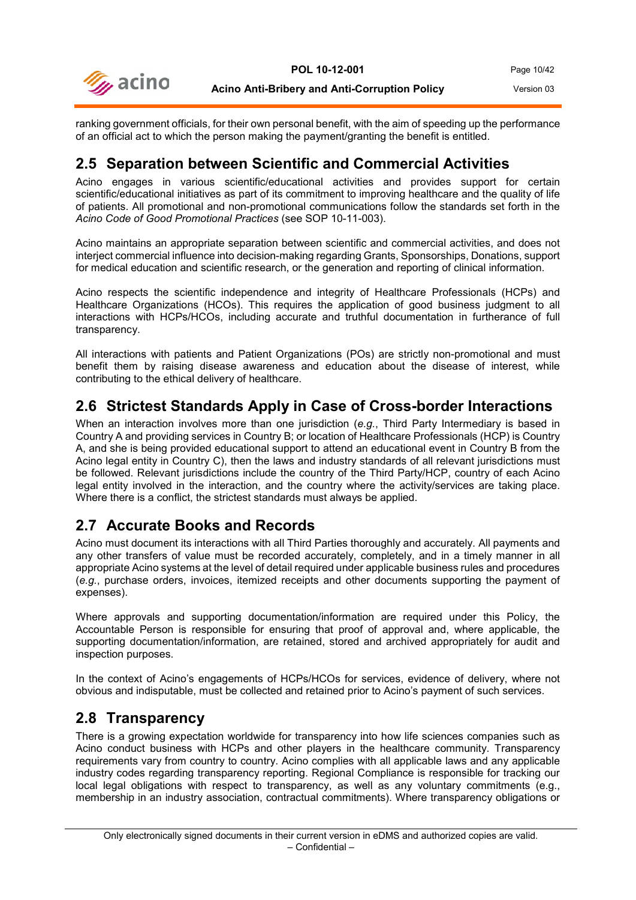ranking government officials, for their own personal benefit, with the aim of speeding up the performance of an official act to which the person making the payment/granting the benefit is entitled.

## 2.5 Separation between Scientific and Commercial Activities

Acino engages in various scientific/educational activities and provides support for certain scientific/educational initiatives as part of its commitment to improving healthcare and the quality of life of patients. All promotional and non-promotional communications follow the standards set forth in the *Acino Code of Good Promotional Practices* (see SOP 10-11-003).

Acino maintains an appropriate separation between scientific and commercial activities, and does not interject commercial influence into decision-making regarding Grants, Sponsorships, Donations, support for medical education and scientific research, or the generation and reporting of clinical information.

Acino respects the scientific independence and integrity of Healthcare Professionals (HCPs) and Healthcare Organizations (HCOs). This requires the application of good business judgment to all interactions with HCPs/HCOs, including accurate and truthful documentation in furtherance of full transparency.

All interactions with patients and Patient Organizations (POs) are strictly non-promotional and must benefit them by raising disease awareness and education about the disease of interest, while contributing to the ethical delivery of healthcare.

## 2.6 Strictest Standards Apply in Case of Cross-border Interactions

When an interaction involves more than one jurisdiction (*e.g.*, Third Party Intermediary is based in Country A and providing services in Country B; or location of Healthcare Professionals (HCP) is Country A, and she is being provided educational support to attend an educational event in Country B from the Acino legal entity in Country C), then the laws and industry standards of all relevant jurisdictions must be followed. Relevant jurisdictions include the country of the Third Party/HCP, country of each Acino legal entity involved in the interaction, and the country where the activity/services are taking place. Where there is a conflict, the strictest standards must always be applied.

## 2.7 Accurate Books and Records

Acino must document its interactions with all Third Parties thoroughly and accurately. All payments and any other transfers of value must be recorded accurately, completely, and in a timely manner in all appropriate Acino systems at the level of detail required under applicable business rules and procedures (*e.g.*, purchase orders, invoices, itemized receipts and other documents supporting the payment of expenses).

Where approvals and supporting documentation/information are required under this Policy, the Accountable Person is responsible for ensuring that proof of approval and, where applicable, the supporting documentation/information, are retained, stored and archived appropriately for audit and inspection purposes.

In the context of Acino's engagements of HCPs/HCOs for services, evidence of delivery, where not obvious and indisputable, must be collected and retained prior to Acino's payment of such services.

## 2.8 Transparency

There is a growing expectation worldwide for transparency into how life sciences companies such as Acino conduct business with HCPs and other players in the healthcare community. Transparency requirements vary from country to country. Acino complies with all applicable laws and any applicable industry codes regarding transparency reporting. Regional Compliance is responsible for tracking our local legal obligations with respect to transparency, as well as any voluntary commitments (e.g., membership in an industry association, contractual commitments). Where transparency obligations or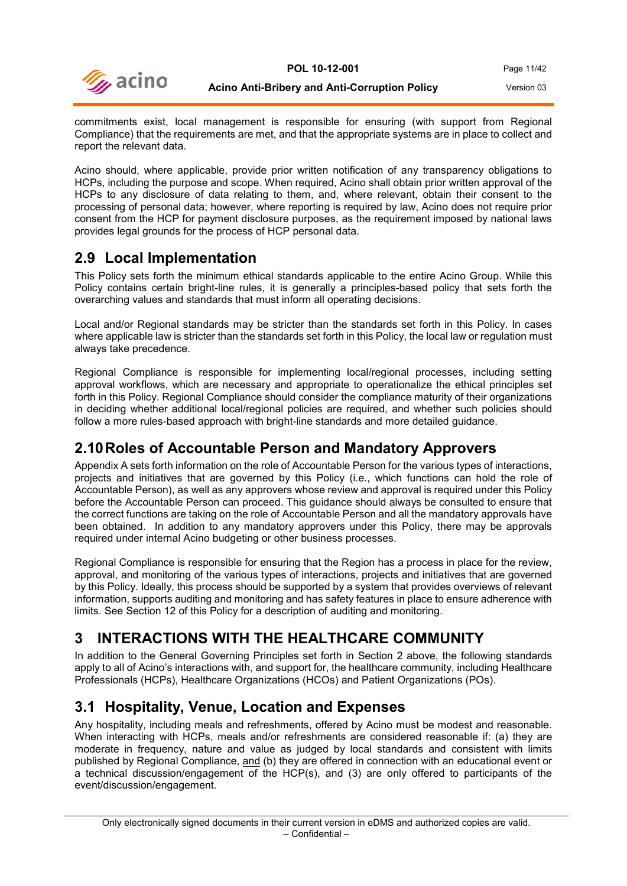commitments exist, local management is responsible for ensuring (with support from Regional Compliance) that the requirements are met, and that the appropriate systems are in place to collect and report the relevant data.

Acino should, where applicable, provide prior written notification of any transparency obligations to HCPs, including the purpose and scope. When required, Acino shall obtain prior written approval of the HCPs to any disclosure of data relating to them, and, where relevant, obtain their consent to the processing of personal data; however, where reporting is required by law, Acino does not require prior consent from the HCP for payment disclosure purposes, as the requirement imposed by national laws provides legal grounds for the process of HCP personal data.

## 2.9 Local Implementation

This Policy sets forth the minimum ethical standards applicable to the entire Acino Group. While this Policy contains certain bright-line rules, it is generally a principles-based policy that sets forth the overarching values and standards that must inform all operating decisions.

Local and/or Regional standards may be stricter than the standards set forth in this Policy. In cases where applicable law is stricter than the standards set forth in this Policy, the local law or regulation must always take precedence.

Regional Compliance is responsible for implementing local/regional processes, including setting approval workflows, which are necessary and appropriate to operationalize the ethical principles set forth in this Policy. Regional Compliance should consider the compliance maturity of their organizations in deciding whether additional local/regional policies are required, and whether such policies should follow a more rules-based approach with bright-line standards and more detailed guidance.

## 2.10 Roles of Accountable Person and Mandatory Approvers

Appendix A sets forth information on the role of Accountable Person for the various types of interactions, projects and initiatives that are governed by this Policy (i.e., which functions can hold the role of Accountable Person), as well as any approvers whose review and approval is required under this Policy before the Accountable Person can proceed. This guidance should always be consulted to ensure that the correct functions are taking on the role of Accountable Person and all the mandatory approvals have been obtained. In addition to any mandatory approvers under this Policy, there may be approvals required under internal Acino budgeting or other business processes.

Regional Compliance is responsible for ensuring that the Region has a process in place for the review, approval, and monitoring of the various types of interactions, projects and initiatives that are governed by this Policy. Ideally, this process should be supported by a system that provides overviews of relevant information, supports auditing and monitoring and has safety features in place to ensure adherence with limits. See Section 12 of this Policy for a description of auditing and monitoring.

# 3 INTERACTIONS WITH THE HEALTHCARE COMMUNITY

In addition to the General Governing Principles set forth in Section 2 above, the following standards apply to all of Acino's interactions with, and support for, the healthcare community, including Healthcare Professionals (HCPs), Healthcare Organizations (HCOs) and Patient Organizations (POs).

## 3.1 Hospitality, Venue, Location and Expenses

Any hospitality, including meals and refreshments, offered by Acino must be modest and reasonable. When interacting with HCPs, meals and/or refreshments are considered reasonable if: (a) they are moderate in frequency, nature and value as judged by local standards and consistent with limits published by Regional Compliance, and (b) they are offered in connection with an educational event or a technical discussion/engagement of the HCP(s), and (3) are only offered to participants of the event/discussion/engagement.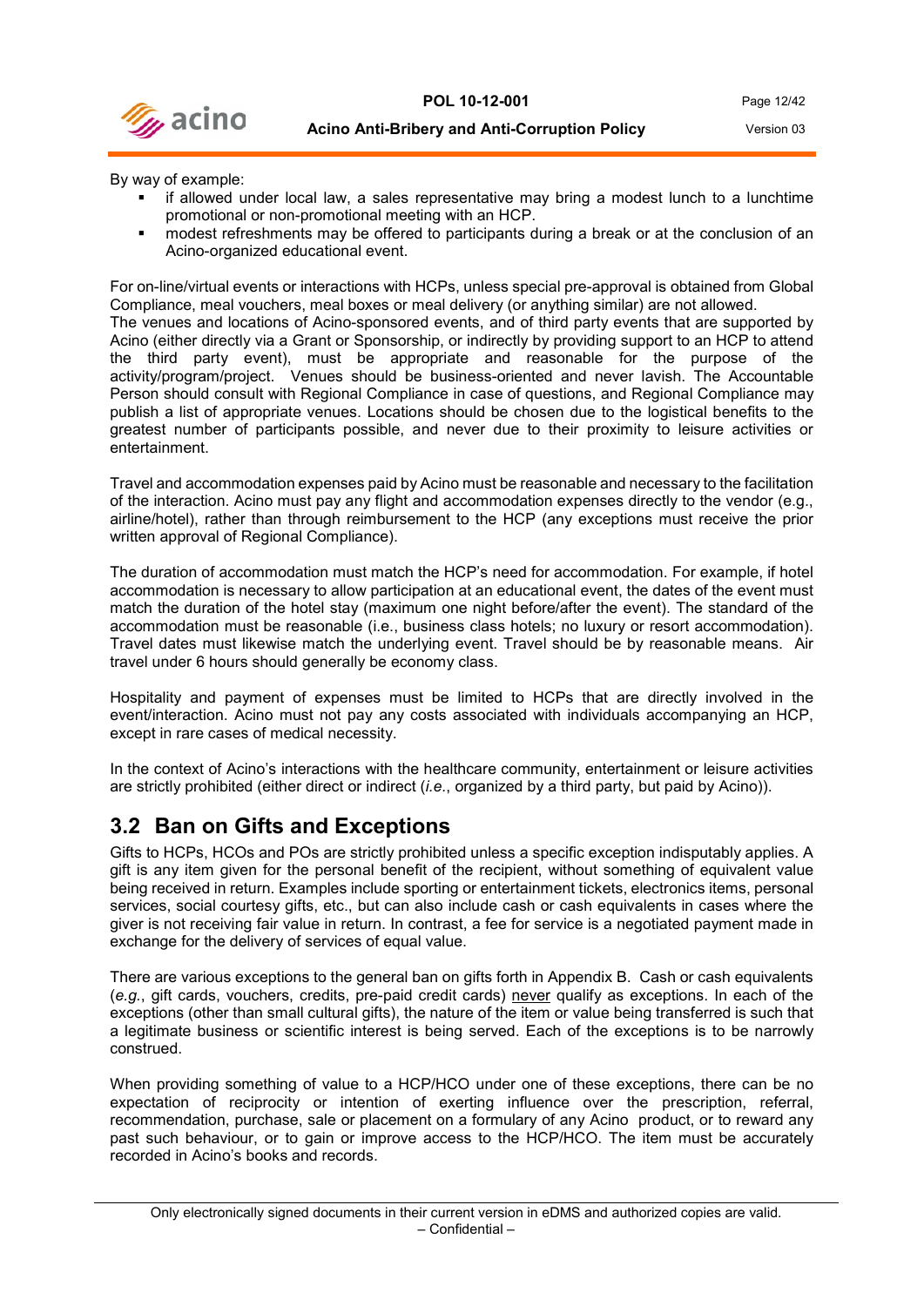By way of example:

- if allowed under local law, a sales representative may bring a modest lunch to a lunchtime promotional or non-promotional meeting with an HCP.
- modest refreshments may be offered to participants during a break or at the conclusion of an Acino-organized educational event.

For on-line/virtual events or interactions with HCPs, unless special pre-approval is obtained from Global Compliance, meal vouchers, meal boxes or meal delivery (or anything similar) are not allowed.
The venues and locations of Acino-sponsored events, and of third party events that are supported by Acino (either directly via a Grant or Sponsorship, or indirectly by providing support to an HCP to attend the third party event), must be appropriate and reasonable for the purpose of the activity/program/project. Venues should be business-oriented and never lavish. The Accountable Person should consult with Regional Compliance in case of questions, and Regional Compliance may publish a list of appropriate venues. Locations should be chosen due to the logistical benefits to the greatest number of participants possible, and never due to their proximity to leisure activities or entertainment.

Travel and accommodation expenses paid by Acino must be reasonable and necessary to the facilitation of the interaction. Acino must pay any flight and accommodation expenses directly to the vendor (e.g., airline/hotel), rather than through reimbursement to the HCP (any exceptions must receive the prior written approval of Regional Compliance).

The duration of accommodation must match the HCP's need for accommodation. For example, if hotel accommodation is necessary to allow participation at an educational event, the dates of the event must match the duration of the hotel stay (maximum one night before/after the event). The standard of the accommodation must be reasonable (i.e., business class hotels; no luxury or resort accommodation). Travel dates must likewise match the underlying event. Travel should be by reasonable means. Air travel under 6 hours should generally be economy class.

Hospitality and payment of expenses must be limited to HCPs that are directly involved in the event/interaction. Acino must not pay any costs associated with individuals accompanying an HCP, except in rare cases of medical necessity.

In the context of Acino's interactions with the healthcare community, entertainment or leisure activities are strictly prohibited (either direct or indirect (*i.e.*, organized by a third party, but paid by Acino)).

## 3.2 Ban on Gifts and Exceptions

Gifts to HCPs, HCOs and POs are strictly prohibited unless a specific exception indisputably applies. A gift is any item given for the personal benefit of the recipient, without something of equivalent value being received in return. Examples include sporting or entertainment tickets, electronics items, personal services, social courtesy gifts, etc., but can also include cash or cash equivalents in cases where the giver is not receiving fair value in return. In contrast, a fee for service is a negotiated payment made in exchange for the delivery of services of equal value.

There are various exceptions to the general ban on gifts forth in Appendix B. Cash or cash equivalents (*e.g.*, gift cards, vouchers, credits, pre-paid credit cards) never qualify as exceptions. In each of the exceptions (other than small cultural gifts), the nature of the item or value being transferred is such that a legitimate business or scientific interest is being served. Each of the exceptions is to be narrowly construed.

When providing something of value to a HCP/HCO under one of these exceptions, there can be no expectation of reciprocity or intention of exerting influence over the prescription, referral, recommendation, purchase, sale or placement on a formulary of any Acino product, or to reward any past such behaviour, or to gain or improve access to the HCP/HCO. The item must be accurately recorded in Acino's books and records.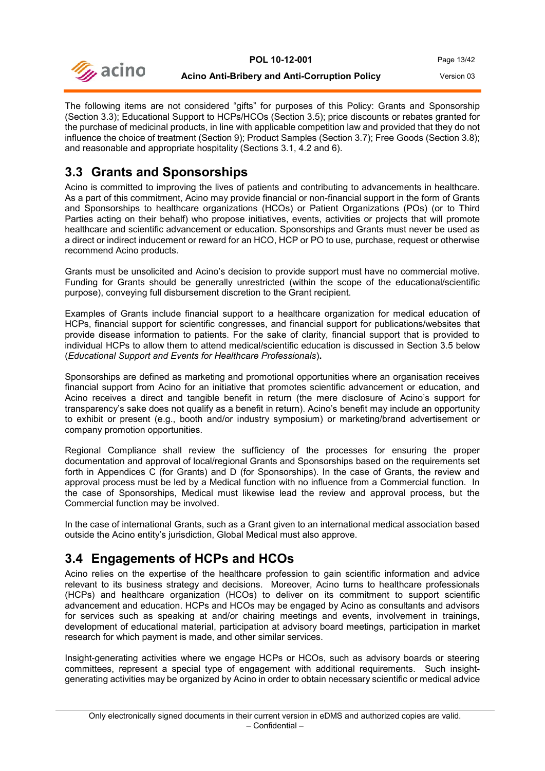The following items are not considered "gifts" for purposes of this Policy: Grants and Sponsorship (Section 3.3); Educational Support to HCPs/HCOs (Section 3.5); price discounts or rebates granted for the purchase of medicinal products, in line with applicable competition law and provided that they do not influence the choice of treatment (Section 9); Product Samples (Section 3.7); Free Goods (Section 3.8); and reasonable and appropriate hospitality (Sections 3.1, 4.2 and 6).

## 3.3 Grants and Sponsorships

Acino is committed to improving the lives of patients and contributing to advancements in healthcare. As a part of this commitment, Acino may provide financial or non-financial support in the form of Grants and Sponsorships to healthcare organizations (HCOs) or Patient Organizations (POs) (or to Third Parties acting on their behalf) who propose initiatives, events, activities or projects that will promote healthcare and scientific advancement or education. Sponsorships and Grants must never be used as a direct or indirect inducement or reward for an HCO, HCP or PO to use, purchase, request or otherwise recommend Acino products.

Grants must be unsolicited and Acino's decision to provide support must have no commercial motive. Funding for Grants should be generally unrestricted (within the scope of the educational/scientific purpose), conveying full disbursement discretion to the Grant recipient.

Examples of Grants include financial support to a healthcare organization for medical education of HCPs, financial support for scientific congresses, and financial support for publications/websites that provide disease information to patients. For the sake of clarity, financial support that is provided to individual HCPs to allow them to attend medical/scientific education is discussed in Section 3.5 below (*Educational Support and Events for Healthcare Professionals*).

Sponsorships are defined as marketing and promotional opportunities where an organisation receives financial support from Acino for an initiative that promotes scientific advancement or education, and Acino receives a direct and tangible benefit in return (the mere disclosure of Acino's support for transparency's sake does not qualify as a benefit in return). Acino's benefit may include an opportunity to exhibit or present (e.g., booth and/or industry symposium) or marketing/brand advertisement or company promotion opportunities.

Regional Compliance shall review the sufficiency of the processes for ensuring the proper documentation and approval of local/regional Grants and Sponsorships based on the requirements set forth in Appendices C (for Grants) and D (for Sponsorships). In the case of Grants, the review and approval process must be led by a Medical function with no influence from a Commercial function. In the case of Sponsorships, Medical must likewise lead the review and approval process, but the Commercial function may be involved.

In the case of international Grants, such as a Grant given to an international medical association based outside the Acino entity's jurisdiction, Global Medical must also approve.

## 3.4 Engagements of HCPs and HCOs

Acino relies on the expertise of the healthcare profession to gain scientific information and advice relevant to its business strategy and decisions. Moreover, Acino turns to healthcare professionals (HCPs) and healthcare organization (HCOs) to deliver on its commitment to support scientific advancement and education. HCPs and HCOs may be engaged by Acino as consultants and advisors for services such as speaking at and/or chairing meetings and events, involvement in trainings, development of educational material, participation at advisory board meetings, participation in market research for which payment is made, and other similar services.

Insight-generating activities where we engage HCPs or HCOs, such as advisory boards or steering committees, represent a special type of engagement with additional requirements. Such insight-generating activities may be organized by Acino in order to obtain necessary scientific or medical advice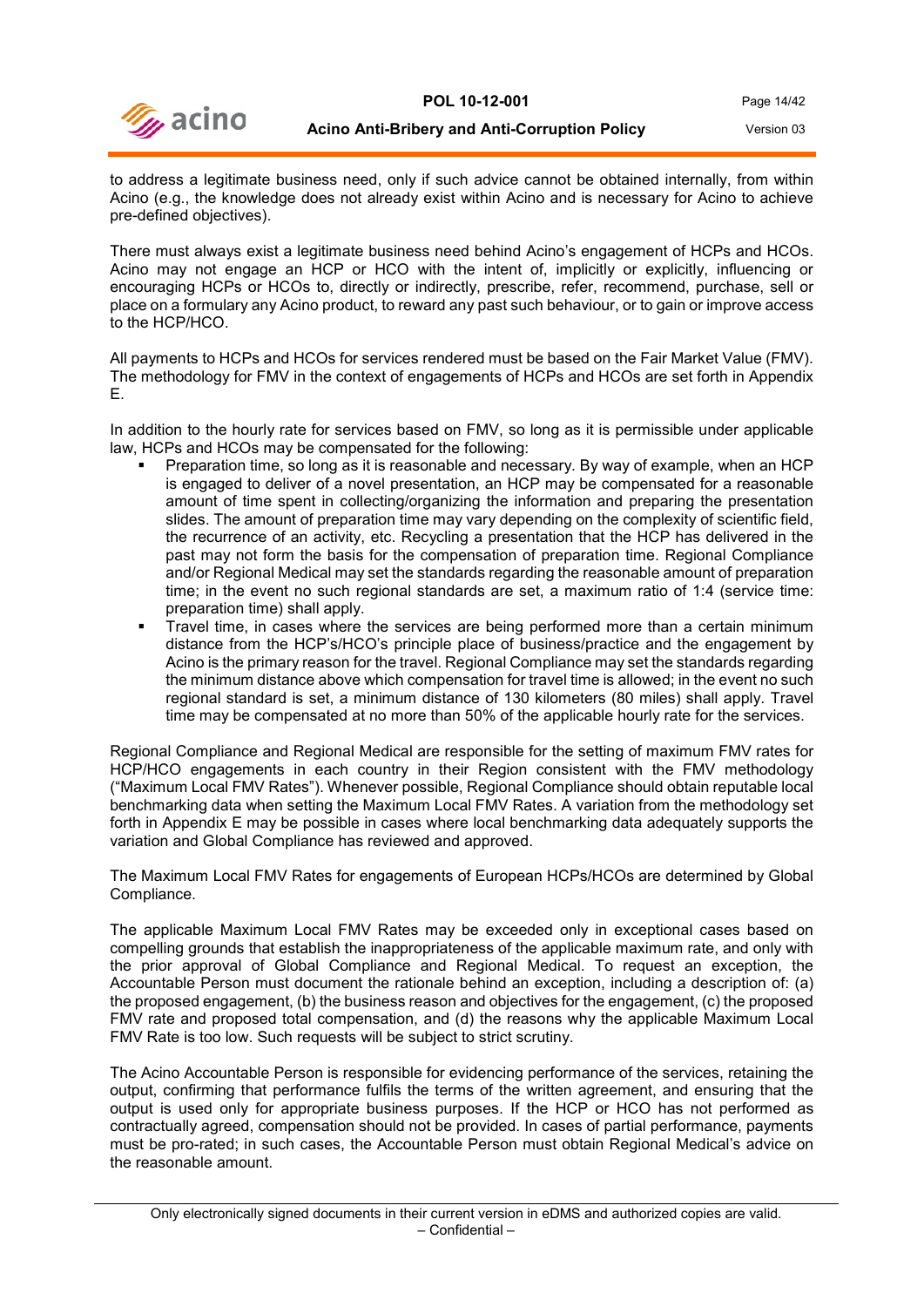to address a legitimate business need, only if such advice cannot be obtained internally, from within Acino (e.g., the knowledge does not already exist within Acino and is necessary for Acino to achieve pre-defined objectives).

There must always exist a legitimate business need behind Acino's engagement of HCPs and HCOs. Acino may not engage an HCP or HCO with the intent of, implicitly or explicitly, influencing or encouraging HCPs or HCOs to, directly or indirectly, prescribe, refer, recommend, purchase, sell or place on a formulary any Acino product, to reward any past such behaviour, or to gain or improve access to the HCP/HCO.

All payments to HCPs and HCOs for services rendered must be based on the Fair Market Value (FMV). The methodology for FMV in the context of engagements of HCPs and HCOs are set forth in Appendix E.

In addition to the hourly rate for services based on FMV, so long as it is permissible under applicable law, HCPs and HCOs may be compensated for the following:

- Preparation time, so long as it is reasonable and necessary. By way of example, when an HCP is engaged to deliver of a novel presentation, an HCP may be compensated for a reasonable amount of time spent in collecting/organizing the information and preparing the presentation slides. The amount of preparation time may vary depending on the complexity of scientific field, the recurrence of an activity, etc. Recycling a presentation that the HCP has delivered in the past may not form the basis for the compensation of preparation time. Regional Compliance and/or Regional Medical may set the standards regarding the reasonable amount of preparation time; in the event no such regional standards are set, a maximum ratio of 1:4 (service time: preparation time) shall apply.
- Travel time, in cases where the services are being performed more than a certain minimum distance from the HCP's/HCO's principle place of business/practice and the engagement by Acino is the primary reason for the travel. Regional Compliance may set the standards regarding the minimum distance above which compensation for travel time is allowed; in the event no such regional standard is set, a minimum distance of 130 kilometers (80 miles) shall apply. Travel time may be compensated at no more than 50% of the applicable hourly rate for the services.

Regional Compliance and Regional Medical are responsible for the setting of maximum FMV rates for HCP/HCO engagements in each country in their Region consistent with the FMV methodology ("Maximum Local FMV Rates"). Whenever possible, Regional Compliance should obtain reputable local benchmarking data when setting the Maximum Local FMV Rates. A variation from the methodology set forth in Appendix E may be possible in cases where local benchmarking data adequately supports the variation and Global Compliance has reviewed and approved.

The Maximum Local FMV Rates for engagements of European HCPs/HCOs are determined by Global Compliance.

The applicable Maximum Local FMV Rates may be exceeded only in exceptional cases based on compelling grounds that establish the inappropriateness of the applicable maximum rate, and only with the prior approval of Global Compliance and Regional Medical. To request an exception, the Accountable Person must document the rationale behind an exception, including a description of: (a) the proposed engagement, (b) the business reason and objectives for the engagement, (c) the proposed FMV rate and proposed total compensation, and (d) the reasons why the applicable Maximum Local FMV Rate is too low. Such requests will be subject to strict scrutiny.

The Acino Accountable Person is responsible for evidencing performance of the services, retaining the output, confirming that performance fulfils the terms of the written agreement, and ensuring that the output is used only for appropriate business purposes. If the HCP or HCO has not performed as contractually agreed, compensation should not be provided. In cases of partial performance, payments must be pro-rated; in such cases, the Accountable Person must obtain Regional Medical's advice on the reasonable amount.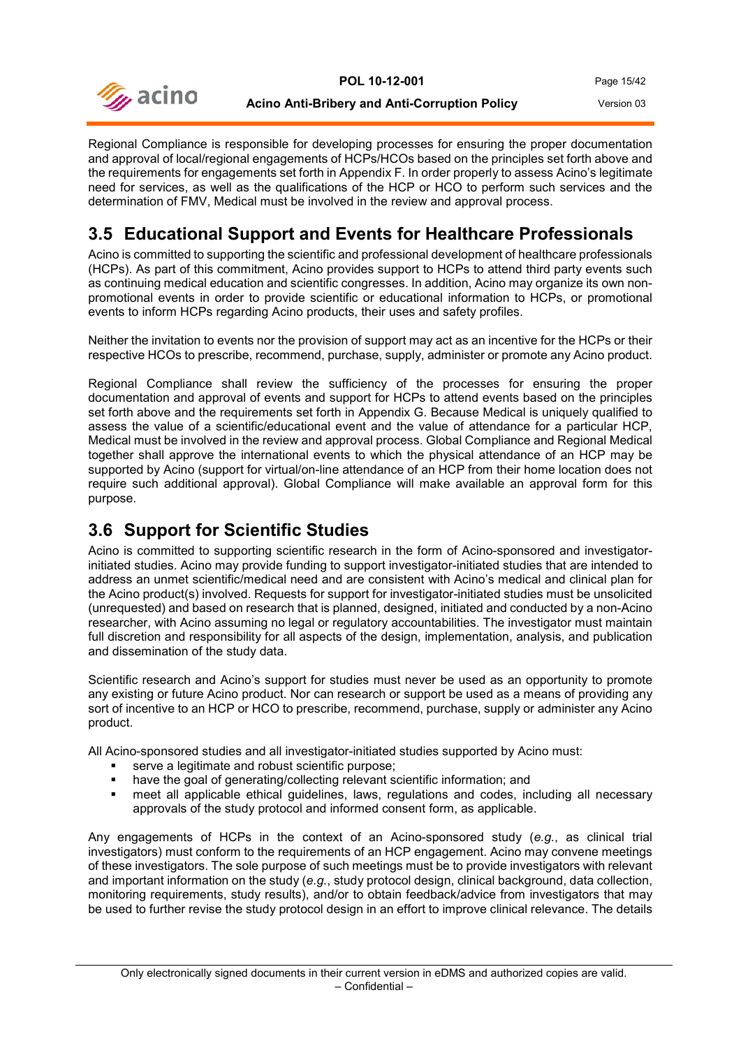Regional Compliance is responsible for developing processes for ensuring the proper documentation and approval of local/regional engagements of HCPs/HCOs based on the principles set forth above and the requirements for engagements set forth in Appendix F. In order properly to assess Acino's legitimate need for services, as well as the qualifications of the HCP or HCO to perform such services and the determination of FMV, Medical must be involved in the review and approval process.

## 3.5 Educational Support and Events for Healthcare Professionals

Acino is committed to supporting the scientific and professional development of healthcare professionals (HCPs). As part of this commitment, Acino provides support to HCPs to attend third party events such as continuing medical education and scientific congresses. In addition, Acino may organize its own non-promotional events in order to provide scientific or educational information to HCPs, or promotional events to inform HCPs regarding Acino products, their uses and safety profiles.

Neither the invitation to events nor the provision of support may act as an incentive for the HCPs or their respective HCOs to prescribe, recommend, purchase, supply, administer or promote any Acino product.

Regional Compliance shall review the sufficiency of the processes for ensuring the proper documentation and approval of events and support for HCPs to attend events based on the principles set forth above and the requirements set forth in Appendix G. Because Medical is uniquely qualified to assess the value of a scientific/educational event and the value of attendance for a particular HCP, Medical must be involved in the review and approval process. Global Compliance and Regional Medical together shall approve the international events to which the physical attendance of an HCP may be supported by Acino (support for virtual/on-line attendance of an HCP from their home location does not require such additional approval). Global Compliance will make available an approval form for this purpose.

## 3.6 Support for Scientific Studies

Acino is committed to supporting scientific research in the form of Acino-sponsored and investigator-initiated studies. Acino may provide funding to support investigator-initiated studies that are intended to address an unmet scientific/medical need and are consistent with Acino's medical and clinical plan for the Acino product(s) involved. Requests for support for investigator-initiated studies must be unsolicited (unrequested) and based on research that is planned, designed, initiated and conducted by a non-Acino researcher, with Acino assuming no legal or regulatory accountabilities. The investigator must maintain full discretion and responsibility for all aspects of the design, implementation, analysis, and publication and dissemination of the study data.

Scientific research and Acino's support for studies must never be used as an opportunity to promote any existing or future Acino product. Nor can research or support be used as a means of providing any sort of incentive to an HCP or HCO to prescribe, recommend, purchase, supply or administer any Acino product.

All Acino-sponsored studies and all investigator-initiated studies supported by Acino must:

- serve a legitimate and robust scientific purpose;
- have the goal of generating/collecting relevant scientific information; and
- meet all applicable ethical guidelines, laws, regulations and codes, including all necessary approvals of the study protocol and informed consent form, as applicable.

Any engagements of HCPs in the context of an Acino-sponsored study (*e.g.*, as clinical trial investigators) must conform to the requirements of an HCP engagement. Acino may convene meetings of these investigators. The sole purpose of such meetings must be to provide investigators with relevant and important information on the study (*e.g.*, study protocol design, clinical background, data collection, monitoring requirements, study results), and/or to obtain feedback/advice from investigators that may be used to further revise the study protocol design in an effort to improve clinical relevance. The details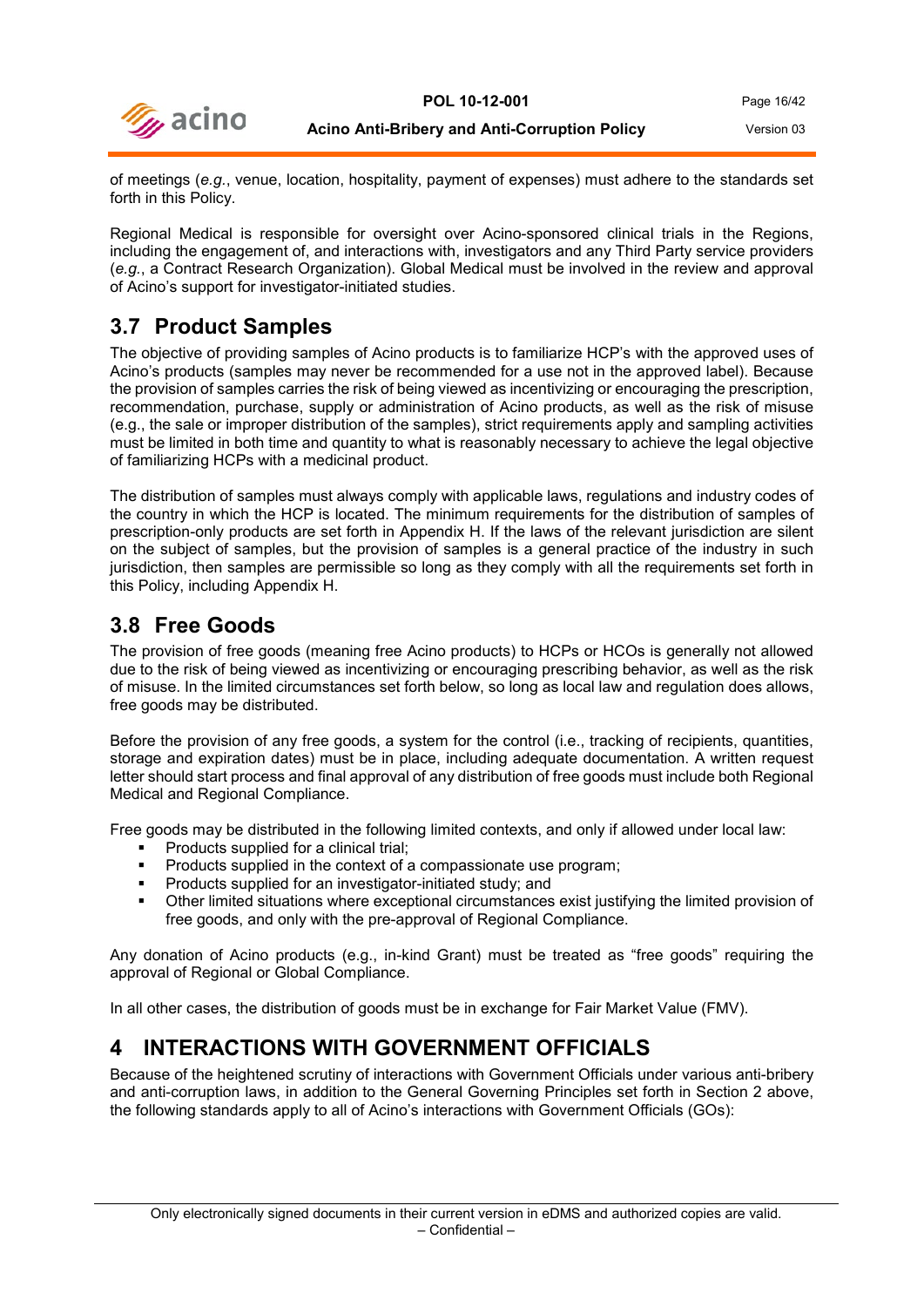of meetings (*e.g.*, venue, location, hospitality, payment of expenses) must adhere to the standards set forth in this Policy.

Regional Medical is responsible for oversight over Acino-sponsored clinical trials in the Regions, including the engagement of, and interactions with, investigators and any Third Party service providers (*e.g.*, a Contract Research Organization). Global Medical must be involved in the review and approval of Acino's support for investigator-initiated studies.

## 3.7 Product Samples

The objective of providing samples of Acino products is to familiarize HCP's with the approved uses of Acino's products (samples may never be recommended for a use not in the approved label). Because the provision of samples carries the risk of being viewed as incentivizing or encouraging the prescription, recommendation, purchase, supply or administration of Acino products, as well as the risk of misuse (e.g., the sale or improper distribution of the samples), strict requirements apply and sampling activities must be limited in both time and quantity to what is reasonably necessary to achieve the legal objective of familiarizing HCPs with a medicinal product.

The distribution of samples must always comply with applicable laws, regulations and industry codes of the country in which the HCP is located. The minimum requirements for the distribution of samples of prescription-only products are set forth in Appendix H. If the laws of the relevant jurisdiction are silent on the subject of samples, but the provision of samples is a general practice of the industry in such jurisdiction, then samples are permissible so long as they comply with all the requirements set forth in this Policy, including Appendix H.

## 3.8 Free Goods

The provision of free goods (meaning free Acino products) to HCPs or HCOs is generally not allowed due to the risk of being viewed as incentivizing or encouraging prescribing behavior, as well as the risk of misuse. In the limited circumstances set forth below, so long as local law and regulation does allows, free goods may be distributed.

Before the provision of any free goods, a system for the control (i.e., tracking of recipients, quantities, storage and expiration dates) must be in place, including adequate documentation. A written request letter should start process and final approval of any distribution of free goods must include both Regional Medical and Regional Compliance.

Free goods may be distributed in the following limited contexts, and only if allowed under local law:

- Products supplied for a clinical trial;
- Products supplied in the context of a compassionate use program;
- Products supplied for an investigator-initiated study; and
- Other limited situations where exceptional circumstances exist justifying the limited provision of free goods, and only with the pre-approval of Regional Compliance.

Any donation of Acino products (e.g., in-kind Grant) must be treated as "free goods" requiring the approval of Regional or Global Compliance.

In all other cases, the distribution of goods must be in exchange for Fair Market Value (FMV).

# 4 INTERACTIONS WITH GOVERNMENT OFFICIALS

Because of the heightened scrutiny of interactions with Government Officials under various anti-bribery and anti-corruption laws, in addition to the General Governing Principles set forth in Section 2 above, the following standards apply to all of Acino's interactions with Government Officials (GOs):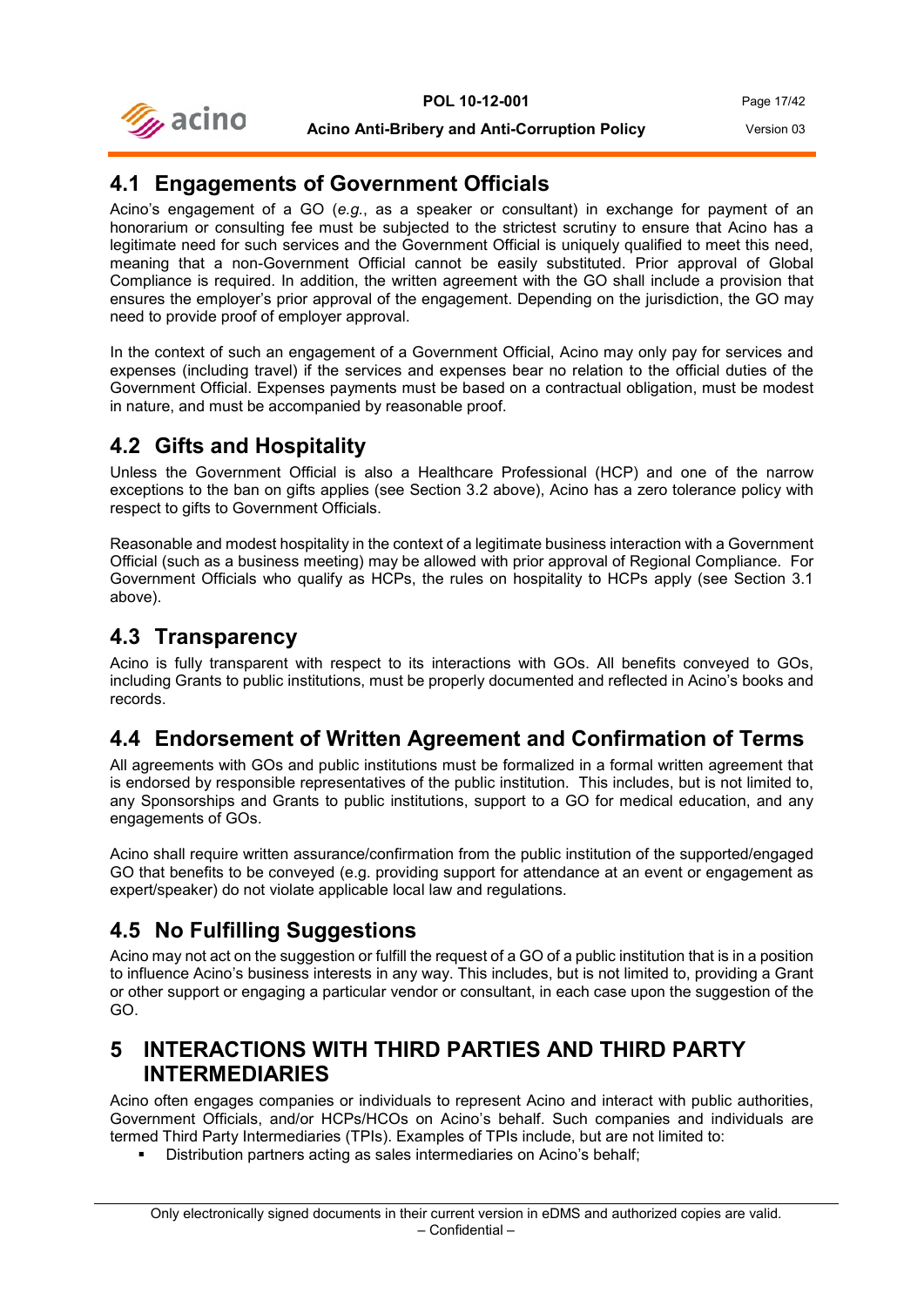## 4.1 Engagements of Government Officials

Acino's engagement of a GO (*e.g.*, as a speaker or consultant) in exchange for payment of an honorarium or consulting fee must be subjected to the strictest scrutiny to ensure that Acino has a legitimate need for such services and the Government Official is uniquely qualified to meet this need, meaning that a non-Government Official cannot be easily substituted. Prior approval of Global Compliance is required. In addition, the written agreement with the GO shall include a provision that ensures the employer's prior approval of the engagement. Depending on the jurisdiction, the GO may need to provide proof of employer approval.

In the context of such an engagement of a Government Official, Acino may only pay for services and expenses (including travel) if the services and expenses bear no relation to the official duties of the Government Official. Expenses payments must be based on a contractual obligation, must be modest in nature, and must be accompanied by reasonable proof.

## 4.2 Gifts and Hospitality

Unless the Government Official is also a Healthcare Professional (HCP) and one of the narrow exceptions to the ban on gifts applies (see Section 3.2 above), Acino has a zero tolerance policy with respect to gifts to Government Officials.

Reasonable and modest hospitality in the context of a legitimate business interaction with a Government Official (such as a business meeting) may be allowed with prior approval of Regional Compliance. For Government Officials who qualify as HCPs, the rules on hospitality to HCPs apply (see Section 3.1 above).

## 4.3 Transparency

Acino is fully transparent with respect to its interactions with GOs. All benefits conveyed to GOs, including Grants to public institutions, must be properly documented and reflected in Acino's books and records.

## 4.4 Endorsement of Written Agreement and Confirmation of Terms

All agreements with GOs and public institutions must be formalized in a formal written agreement that is endorsed by responsible representatives of the public institution. This includes, but is not limited to, any Sponsorships and Grants to public institutions, support to a GO for medical education, and any engagements of GOs.

Acino shall require written assurance/confirmation from the public institution of the supported/engaged GO that benefits to be conveyed (e.g. providing support for attendance at an event or engagement as expert/speaker) do not violate applicable local law and regulations.

## 4.5 No Fulfilling Suggestions

Acino may not act on the suggestion or fulfill the request of a GO of a public institution that is in a position to influence Acino's business interests in any way. This includes, but is not limited to, providing a Grant or other support or engaging a particular vendor or consultant, in each case upon the suggestion of the GO.

# 5 INTERACTIONS WITH THIRD PARTIES AND THIRD PARTY INTERMEDIARIES

Acino often engages companies or individuals to represent Acino and interact with public authorities, Government Officials, and/or HCPs/HCOs on Acino's behalf. Such companies and individuals are termed Third Party Intermediaries (TPIs). Examples of TPIs include, but are not limited to:

- Distribution partners acting as sales intermediaries on Acino's behalf;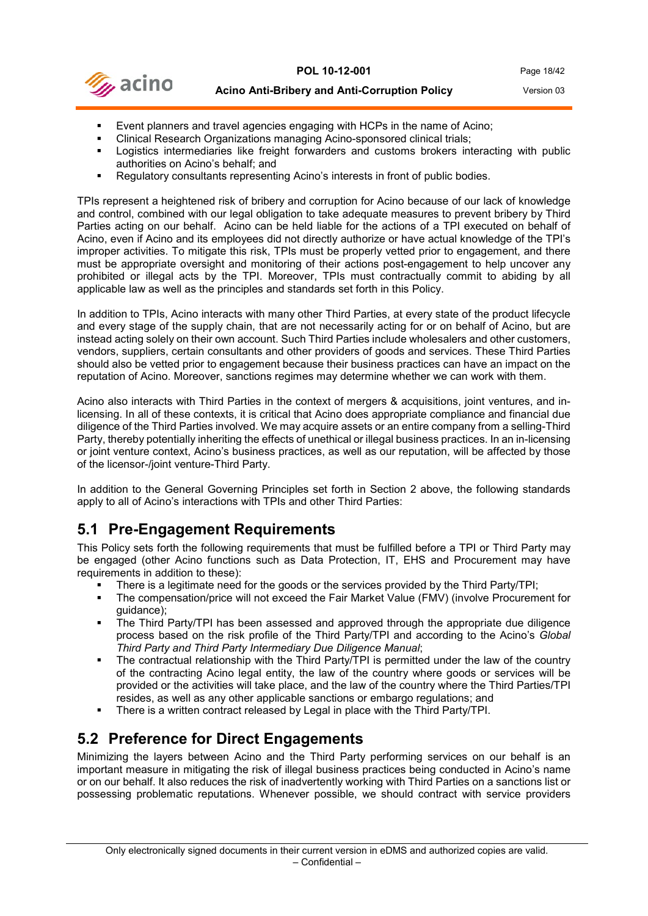- Event planners and travel agencies engaging with HCPs in the name of Acino;
- Clinical Research Organizations managing Acino-sponsored clinical trials;
- Logistics intermediaries like freight forwarders and customs brokers interacting with public authorities on Acino's behalf; and
- Regulatory consultants representing Acino's interests in front of public bodies.

TPIs represent a heightened risk of bribery and corruption for Acino because of our lack of knowledge and control, combined with our legal obligation to take adequate measures to prevent bribery by Third Parties acting on our behalf. Acino can be held liable for the actions of a TPI executed on behalf of Acino, even if Acino and its employees did not directly authorize or have actual knowledge of the TPI's improper activities. To mitigate this risk, TPIs must be properly vetted prior to engagement, and there must be appropriate oversight and monitoring of their actions post-engagement to help uncover any prohibited or illegal acts by the TPI. Moreover, TPIs must contractually commit to abiding by all applicable law as well as the principles and standards set forth in this Policy.

In addition to TPIs, Acino interacts with many other Third Parties, at every state of the product lifecycle and every stage of the supply chain, that are not necessarily acting for or on behalf of Acino, but are instead acting solely on their own account. Such Third Parties include wholesalers and other customers, vendors, suppliers, certain consultants and other providers of goods and services. These Third Parties should also be vetted prior to engagement because their business practices can have an impact on the reputation of Acino. Moreover, sanctions regimes may determine whether we can work with them.

Acino also interacts with Third Parties in the context of mergers & acquisitions, joint ventures, and in-licensing. In all of these contexts, it is critical that Acino does appropriate compliance and financial due diligence of the Third Parties involved. We may acquire assets or an entire company from a selling-Third Party, thereby potentially inheriting the effects of unethical or illegal business practices. In an in-licensing or joint venture context, Acino's business practices, as well as our reputation, will be affected by those of the licensor-/joint venture-Third Party.

In addition to the General Governing Principles set forth in Section 2 above, the following standards apply to all of Acino's interactions with TPIs and other Third Parties:

## 5.1 Pre-Engagement Requirements

This Policy sets forth the following requirements that must be fulfilled before a TPI or Third Party may be engaged (other Acino functions such as Data Protection, IT, EHS and Procurement may have requirements in addition to these):

- There is a legitimate need for the goods or the services provided by the Third Party/TPI;
- The compensation/price will not exceed the Fair Market Value (FMV) (involve Procurement for guidance);
- The Third Party/TPI has been assessed and approved through the appropriate due diligence process based on the risk profile of the Third Party/TPI and according to the Acino's *Global Third Party and Third Party Intermediary Due Diligence Manual*;
- The contractual relationship with the Third Party/TPI is permitted under the law of the country of the contracting Acino legal entity, the law of the country where goods or services will be provided or the activities will take place, and the law of the country where the Third Parties/TPI resides, as well as any other applicable sanctions or embargo regulations; and
- There is a written contract released by Legal in place with the Third Party/TPI.

## 5.2 Preference for Direct Engagements

Minimizing the layers between Acino and the Third Party performing services on our behalf is an important measure in mitigating the risk of illegal business practices being conducted in Acino's name or on our behalf. It also reduces the risk of inadvertently working with Third Parties on a sanctions list or possessing problematic reputations. Whenever possible, we should contract with service providers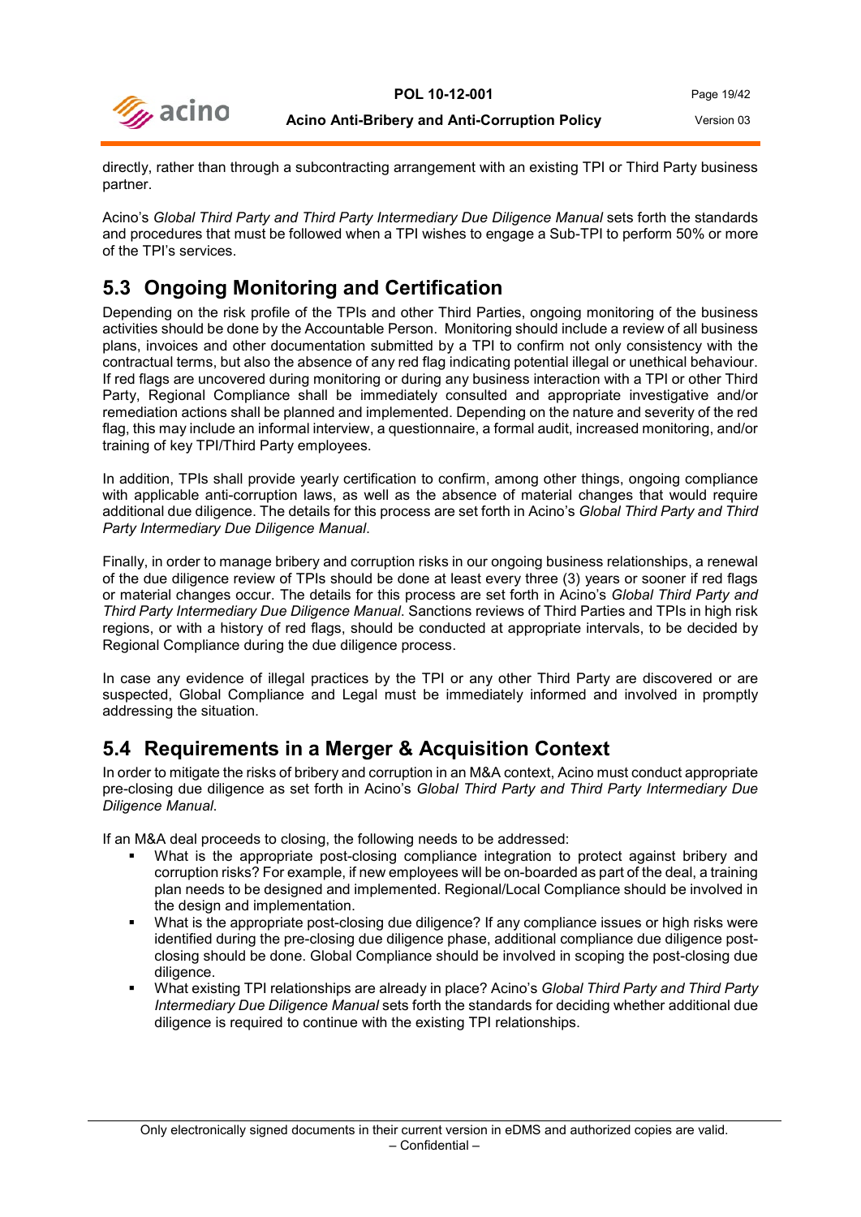directly, rather than through a subcontracting arrangement with an existing TPI or Third Party business partner.

Acino's *Global Third Party and Third Party Intermediary Due Diligence Manual* sets forth the standards and procedures that must be followed when a TPI wishes to engage a Sub-TPI to perform 50% or more of the TPI's services.

## 5.3 Ongoing Monitoring and Certification

Depending on the risk profile of the TPIs and other Third Parties, ongoing monitoring of the business activities should be done by the Accountable Person. Monitoring should include a review of all business plans, invoices and other documentation submitted by a TPI to confirm not only consistency with the contractual terms, but also the absence of any red flag indicating potential illegal or unethical behaviour. If red flags are uncovered during monitoring or during any business interaction with a TPI or other Third Party, Regional Compliance shall be immediately consulted and appropriate investigative and/or remediation actions shall be planned and implemented. Depending on the nature and severity of the red flag, this may include an informal interview, a questionnaire, a formal audit, increased monitoring, and/or training of key TPI/Third Party employees.

In addition, TPIs shall provide yearly certification to confirm, among other things, ongoing compliance with applicable anti-corruption laws, as well as the absence of material changes that would require additional due diligence. The details for this process are set forth in Acino's *Global Third Party and Third Party Intermediary Due Diligence Manual*.

Finally, in order to manage bribery and corruption risks in our ongoing business relationships, a renewal of the due diligence review of TPIs should be done at least every three (3) years or sooner if red flags or material changes occur. The details for this process are set forth in Acino's *Global Third Party and Third Party Intermediary Due Diligence Manual*. Sanctions reviews of Third Parties and TPIs in high risk regions, or with a history of red flags, should be conducted at appropriate intervals, to be decided by Regional Compliance during the due diligence process.

In case any evidence of illegal practices by the TPI or any other Third Party are discovered or are suspected, Global Compliance and Legal must be immediately informed and involved in promptly addressing the situation.

## 5.4 Requirements in a Merger & Acquisition Context

In order to mitigate the risks of bribery and corruption in an M&A context, Acino must conduct appropriate pre-closing due diligence as set forth in Acino's *Global Third Party and Third Party Intermediary Due Diligence Manual*.

If an M&A deal proceeds to closing, the following needs to be addressed:

- What is the appropriate post-closing compliance integration to protect against bribery and corruption risks? For example, if new employees will be on-boarded as part of the deal, a training plan needs to be designed and implemented. Regional/Local Compliance should be involved in the design and implementation.
- What is the appropriate post-closing due diligence? If any compliance issues or high risks were identified during the pre-closing due diligence phase, additional compliance due diligence post-closing should be done. Global Compliance should be involved in scoping the post-closing due diligence.
- What existing TPI relationships are already in place? Acino's *Global Third Party and Third Party Intermediary Due Diligence Manual* sets forth the standards for deciding whether additional due diligence is required to continue with the existing TPI relationships.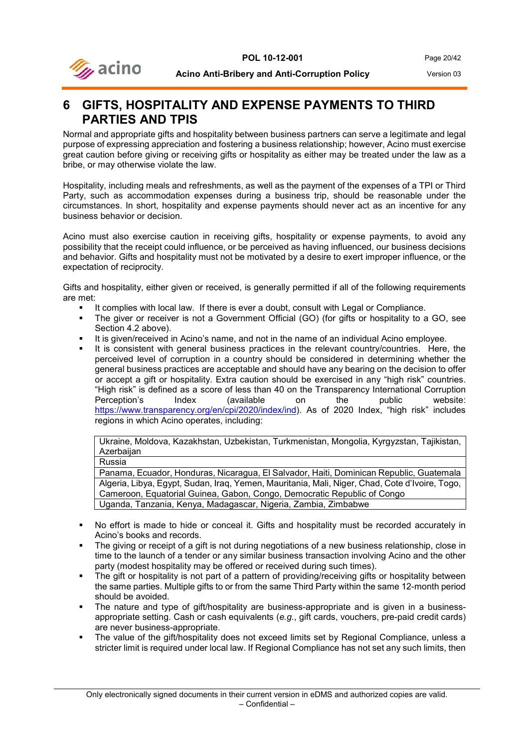# 6 GIFTS, HOSPITALITY AND EXPENSE PAYMENTS TO THIRD PARTIES AND TPIS

Normal and appropriate gifts and hospitality between business partners can serve a legitimate and legal purpose of expressing appreciation and fostering a business relationship; however, Acino must exercise great caution before giving or receiving gifts or hospitality as either may be treated under the law as a bribe, or may otherwise violate the law.

Hospitality, including meals and refreshments, as well as the payment of the expenses of a TPI or Third Party, such as accommodation expenses during a business trip, should be reasonable under the circumstances. In short, hospitality and expense payments should never act as an incentive for any business behavior or decision.

Acino must also exercise caution in receiving gifts, hospitality or expense payments, to avoid any possibility that the receipt could influence, or be perceived as having influenced, our business decisions and behavior. Gifts and hospitality must not be motivated by a desire to exert improper influence, or the expectation of reciprocity.

Gifts and hospitality, either given or received, is generally permitted if all of the following requirements are met:

- It complies with local law. If there is ever a doubt, consult with Legal or Compliance.
- The giver or receiver is not a Government Official (GO) (for gifts or hospitality to a GO, see Section 4.2 above).
- It is given/received in Acino's name, and not in the name of an individual Acino employee.
- It is consistent with general business practices in the relevant country/countries. Here, the perceived level of corruption in a country should be considered in determining whether the general business practices are acceptable and should have any bearing on the decision to offer or accept a gift or hospitality. Extra caution should be exercised in any "high risk" countries. "High risk" is defined as a score of less than 40 on the Transparency International Corruption Perception's Index (available on the public website: https://www.transparency.org/en/cpi/2020/index/ind). As of 2020 Index, "high risk" includes regions in which Acino operates, including:

| |
|---|
| Ukraine, Moldova, Kazakhstan, Uzbekistan, Turkmenistan, Mongolia, Kyrgyzstan, Tajikistan, Azerbaijan |
| Russia |
| Panama, Ecuador, Honduras, Nicaragua, El Salvador, Haiti, Dominican Republic, Guatemala |
| Algeria, Libya, Egypt, Sudan, Iraq, Yemen, Mauritania, Mali, Niger, Chad, Cote d'Ivoire, Togo, Cameroon, Equatorial Guinea, Gabon, Congo, Democratic Republic of Congo |
| Uganda, Tanzania, Kenya, Madagascar, Nigeria, Zambia, Zimbabwe |

- No effort is made to hide or conceal it. Gifts and hospitality must be recorded accurately in Acino's books and records.
- The giving or receipt of a gift is not during negotiations of a new business relationship, close in time to the launch of a tender or any similar business transaction involving Acino and the other party (modest hospitality may be offered or received during such times).
- The gift or hospitality is not part of a pattern of providing/receiving gifts or hospitality between the same parties. Multiple gifts to or from the same Third Party within the same 12-month period should be avoided.
- The nature and type of gift/hospitality are business-appropriate and is given in a business-appropriate setting. Cash or cash equivalents (*e.g.*, gift cards, vouchers, pre-paid credit cards) are never business-appropriate.
- The value of the gift/hospitality does not exceed limits set by Regional Compliance, unless a stricter limit is required under local law. If Regional Compliance has not set any such limits, then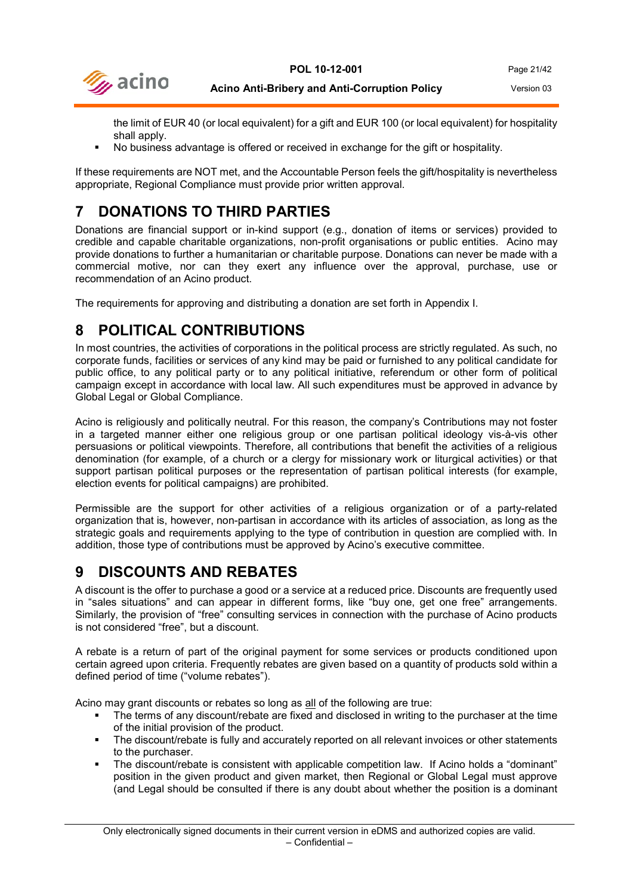the limit of EUR 40 (or local equivalent) for a gift and EUR 100 (or local equivalent) for hospitality shall apply.

- No business advantage is offered or received in exchange for the gift or hospitality.

If these requirements are NOT met, and the Accountable Person feels the gift/hospitality is nevertheless appropriate, Regional Compliance must provide prior written approval.

# 7 DONATIONS TO THIRD PARTIES

Donations are financial support or in-kind support (e.g., donation of items or services) provided to credible and capable charitable organizations, non-profit organisations or public entities. Acino may provide donations to further a humanitarian or charitable purpose. Donations can never be made with a commercial motive, nor can they exert any influence over the approval, purchase, use or recommendation of an Acino product.

The requirements for approving and distributing a donation are set forth in Appendix I.

# 8 POLITICAL CONTRIBUTIONS

In most countries, the activities of corporations in the political process are strictly regulated. As such, no corporate funds, facilities or services of any kind may be paid or furnished to any political candidate for public office, to any political party or to any political initiative, referendum or other form of political campaign except in accordance with local law. All such expenditures must be approved in advance by Global Legal or Global Compliance.

Acino is religiously and politically neutral. For this reason, the company's Contributions may not foster in a targeted manner either one religious group or one partisan political ideology vis-à-vis other persuasions or political viewpoints. Therefore, all contributions that benefit the activities of a religious denomination (for example, of a church or a clergy for missionary work or liturgical activities) or that support partisan political purposes or the representation of partisan political interests (for example, election events for political campaigns) are prohibited.

Permissible are the support for other activities of a religious organization or of a party-related organization that is, however, non-partisan in accordance with its articles of association, as long as the strategic goals and requirements applying to the type of contribution in question are complied with. In addition, those type of contributions must be approved by Acino's executive committee.

# 9 DISCOUNTS AND REBATES

A discount is the offer to purchase a good or a service at a reduced price. Discounts are frequently used in "sales situations" and can appear in different forms, like "buy one, get one free" arrangements. Similarly, the provision of "free" consulting services in connection with the purchase of Acino products is not considered "free", but a discount.

A rebate is a return of part of the original payment for some services or products conditioned upon certain agreed upon criteria. Frequently rebates are given based on a quantity of products sold within a defined period of time ("volume rebates").

Acino may grant discounts or rebates so long as all of the following are true:

- The terms of any discount/rebate are fixed and disclosed in writing to the purchaser at the time of the initial provision of the product.
- The discount/rebate is fully and accurately reported on all relevant invoices or other statements to the purchaser.
- The discount/rebate is consistent with applicable competition law. If Acino holds a "dominant" position in the given product and given market, then Regional or Global Legal must approve (and Legal should be consulted if there is any doubt about whether the position is a dominant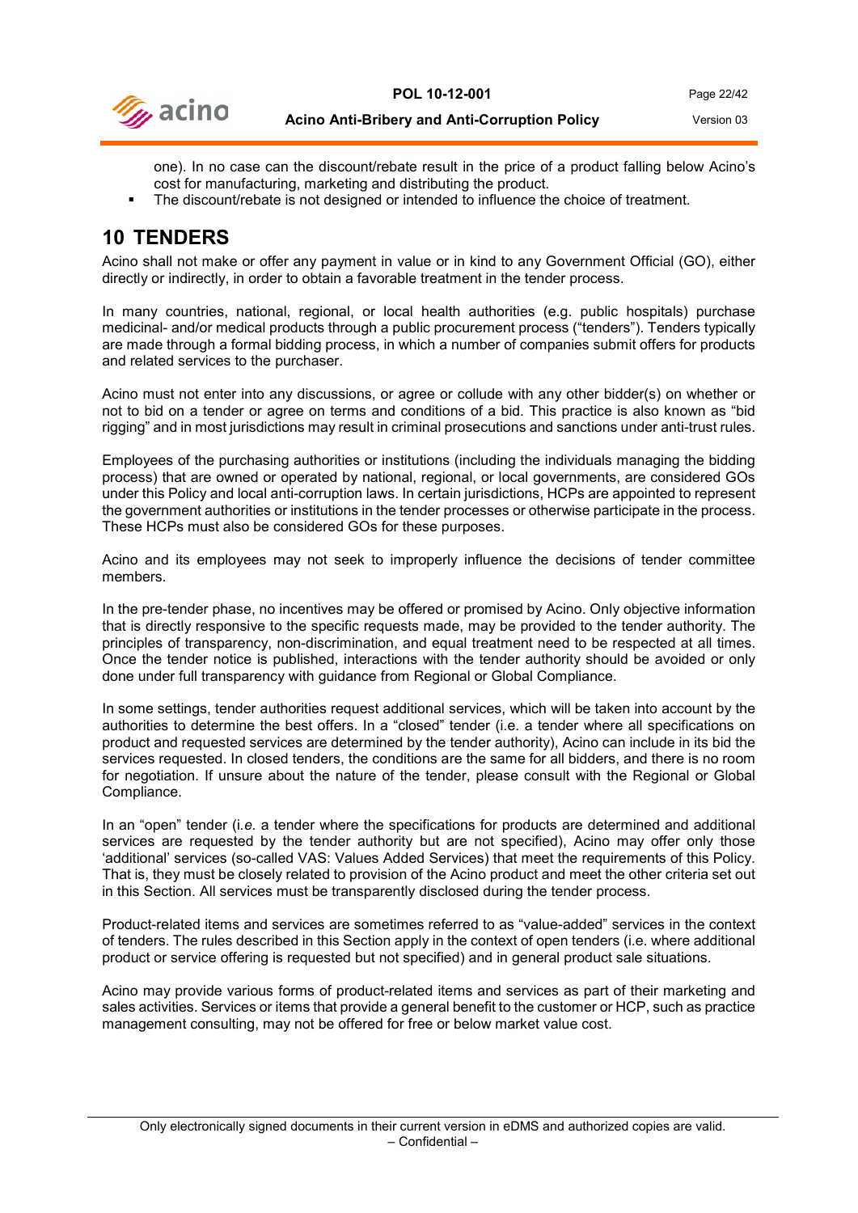one). In no case can the discount/rebate result in the price of a product falling below Acino's cost for manufacturing, marketing and distributing the product.

- The discount/rebate is not designed or intended to influence the choice of treatment.

# 10 TENDERS

Acino shall not make or offer any payment in value or in kind to any Government Official (GO), either directly or indirectly, in order to obtain a favorable treatment in the tender process.

In many countries, national, regional, or local health authorities (e.g. public hospitals) purchase medicinal- and/or medical products through a public procurement process ("tenders"). Tenders typically are made through a formal bidding process, in which a number of companies submit offers for products and related services to the purchaser.

Acino must not enter into any discussions, or agree or collude with any other bidder(s) on whether or not to bid on a tender or agree on terms and conditions of a bid. This practice is also known as "bid rigging" and in most jurisdictions may result in criminal prosecutions and sanctions under anti-trust rules.

Employees of the purchasing authorities or institutions (including the individuals managing the bidding process) that are owned or operated by national, regional, or local governments, are considered GOs under this Policy and local anti-corruption laws. In certain jurisdictions, HCPs are appointed to represent the government authorities or institutions in the tender processes or otherwise participate in the process. These HCPs must also be considered GOs for these purposes.

Acino and its employees may not seek to improperly influence the decisions of tender committee members.

In the pre-tender phase, no incentives may be offered or promised by Acino. Only objective information that is directly responsive to the specific requests made, may be provided to the tender authority. The principles of transparency, non-discrimination, and equal treatment need to be respected at all times. Once the tender notice is published, interactions with the tender authority should be avoided or only done under full transparency with guidance from Regional or Global Compliance.

In some settings, tender authorities request additional services, which will be taken into account by the authorities to determine the best offers. In a "closed" tender (i.e. a tender where all specifications on product and requested services are determined by the tender authority), Acino can include in its bid the services requested. In closed tenders, the conditions are the same for all bidders, and there is no room for negotiation. If unsure about the nature of the tender, please consult with the Regional or Global Compliance.

In an "open" tender (i.*e.* a tender where the specifications for products are determined and additional services are requested by the tender authority but are not specified), Acino may offer only those 'additional' services (so-called VAS: Values Added Services) that meet the requirements of this Policy. That is, they must be closely related to provision of the Acino product and meet the other criteria set out in this Section. All services must be transparently disclosed during the tender process.

Product-related items and services are sometimes referred to as "value-added" services in the context of tenders. The rules described in this Section apply in the context of open tenders (i.e. where additional product or service offering is requested but not specified) and in general product sale situations.

Acino may provide various forms of product-related items and services as part of their marketing and sales activities. Services or items that provide a general benefit to the customer or HCP, such as practice management consulting, may not be offered for free or below market value cost.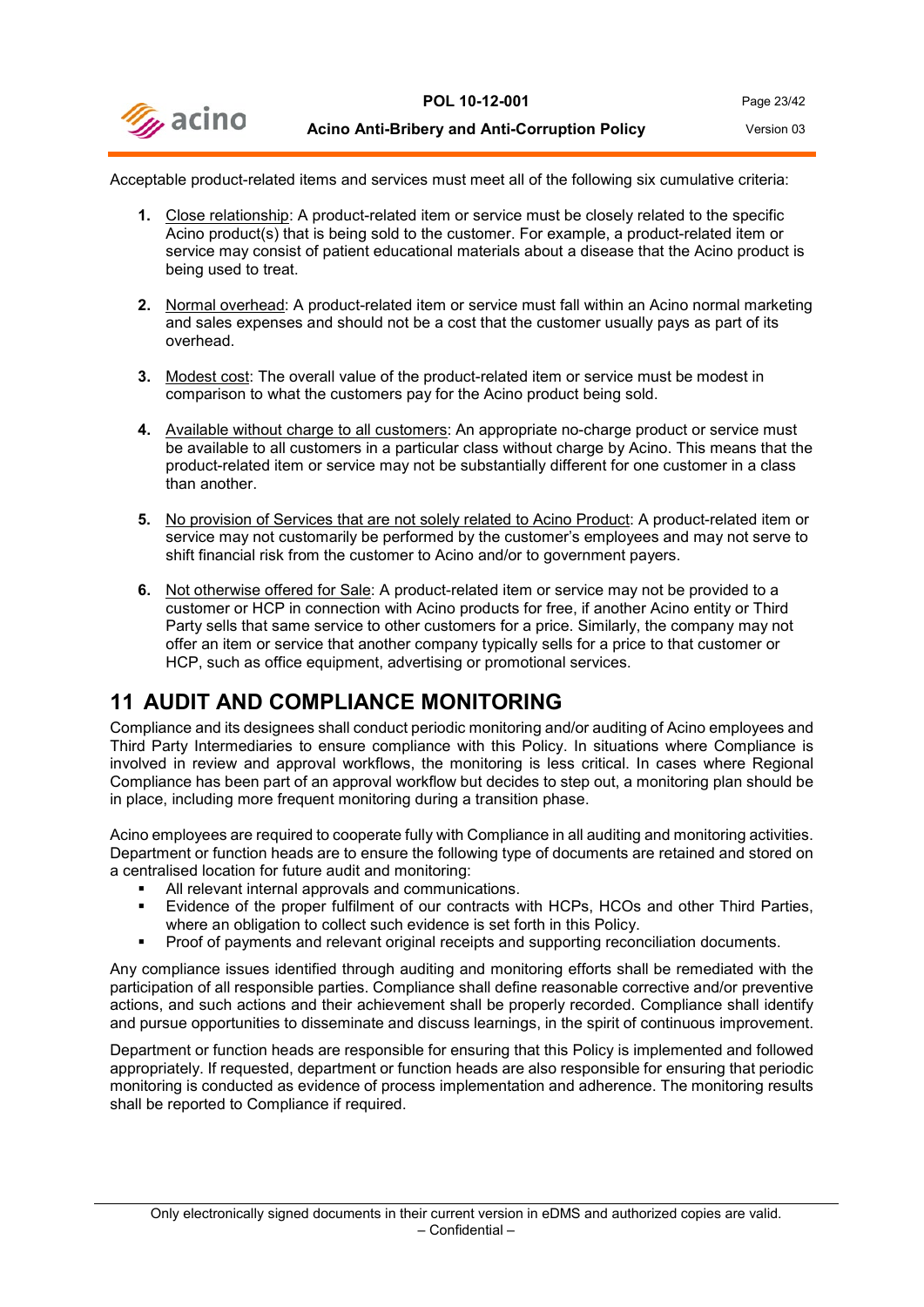Acceptable product-related items and services must meet all of the following six cumulative criteria:

1. Close relationship: A product-related item or service must be closely related to the specific Acino product(s) that is being sold to the customer. For example, a product-related item or service may consist of patient educational materials about a disease that the Acino product is being used to treat.

2. Normal overhead: A product-related item or service must fall within an Acino normal marketing and sales expenses and should not be a cost that the customer usually pays as part of its overhead.

3. Modest cost: The overall value of the product-related item or service must be modest in comparison to what the customers pay for the Acino product being sold.

4. Available without charge to all customers: An appropriate no-charge product or service must be available to all customers in a particular class without charge by Acino. This means that the product-related item or service may not be substantially different for one customer in a class than another.

5. No provision of Services that are not solely related to Acino Product: A product-related item or service may not customarily be performed by the customer's employees and may not serve to shift financial risk from the customer to Acino and/or to government payers.

6. Not otherwise offered for Sale: A product-related item or service may not be provided to a customer or HCP in connection with Acino products for free, if another Acino entity or Third Party sells that same service to other customers for a price. Similarly, the company may not offer an item or service that another company typically sells for a price to that customer or HCP, such as office equipment, advertising or promotional services.

# 11 AUDIT AND COMPLIANCE MONITORING

Compliance and its designees shall conduct periodic monitoring and/or auditing of Acino employees and Third Party Intermediaries to ensure compliance with this Policy. In situations where Compliance is involved in review and approval workflows, the monitoring is less critical. In cases where Regional Compliance has been part of an approval workflow but decides to step out, a monitoring plan should be in place, including more frequent monitoring during a transition phase.

Acino employees are required to cooperate fully with Compliance in all auditing and monitoring activities. Department or function heads are to ensure the following type of documents are retained and stored on a centralised location for future audit and monitoring:

- All relevant internal approvals and communications.
- Evidence of the proper fulfilment of our contracts with HCPs, HCOs and other Third Parties, where an obligation to collect such evidence is set forth in this Policy.
- Proof of payments and relevant original receipts and supporting reconciliation documents.

Any compliance issues identified through auditing and monitoring efforts shall be remediated with the participation of all responsible parties. Compliance shall define reasonable corrective and/or preventive actions, and such actions and their achievement shall be properly recorded. Compliance shall identify and pursue opportunities to disseminate and discuss learnings, in the spirit of continuous improvement.

Department or function heads are responsible for ensuring that this Policy is implemented and followed appropriately. If requested, department or function heads are also responsible for ensuring that periodic monitoring is conducted as evidence of process implementation and adherence. The monitoring results shall be reported to Compliance if required.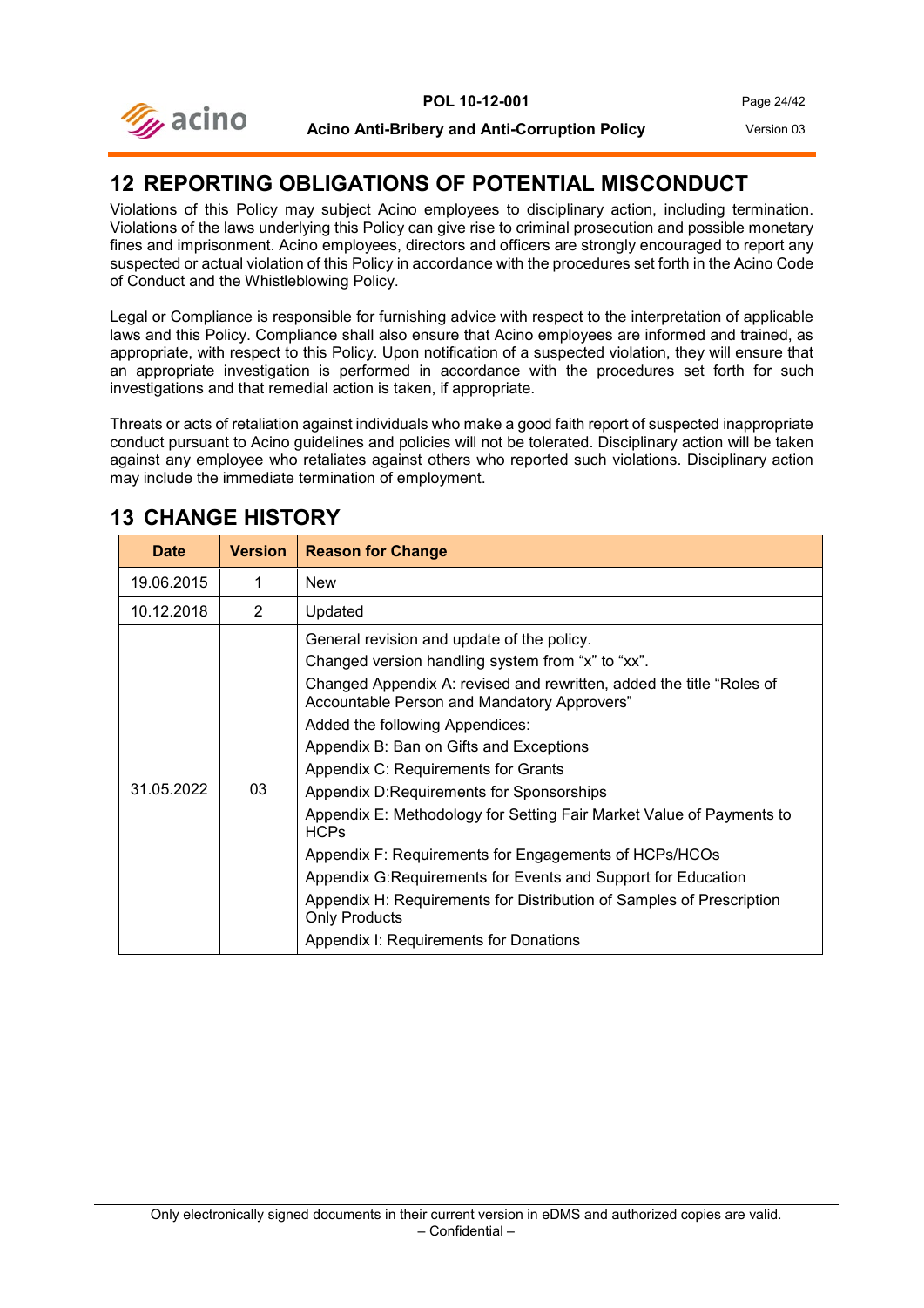## 12 REPORTING OBLIGATIONS OF POTENTIAL MISCONDUCT

Violations of this Policy may subject Acino employees to disciplinary action, including termination. Violations of the laws underlying this Policy can give rise to criminal prosecution and possible monetary fines and imprisonment. Acino employees, directors and officers are strongly encouraged to report any suspected or actual violation of this Policy in accordance with the procedures set forth in the Acino Code of Conduct and the Whistleblowing Policy.

Legal or Compliance is responsible for furnishing advice with respect to the interpretation of applicable laws and this Policy. Compliance shall also ensure that Acino employees are informed and trained, as appropriate, with respect to this Policy. Upon notification of a suspected violation, they will ensure that an appropriate investigation is performed in accordance with the procedures set forth for such investigations and that remedial action is taken, if appropriate.

Threats or acts of retaliation against individuals who make a good faith report of suspected inappropriate conduct pursuant to Acino guidelines and policies will not be tolerated. Disciplinary action will be taken against any employee who retaliates against others who reported such violations. Disciplinary action may include the immediate termination of employment.

## 13 CHANGE HISTORY

| Date | Version | Reason for Change |
|---|---|---|
| 19.06.2015 | 1 | New |
| 10.12.2018 | 2 | Updated |
| 31.05.2022 | 03 | General revision and update of the policy.<br>Changed version handling system from "x" to "xx".<br>Changed Appendix A: revised and rewritten, added the title "Roles of Accountable Person and Mandatory Approvers"<br>Added the following Appendices:<br>Appendix B: Ban on Gifts and Exceptions<br>Appendix C: Requirements for Grants<br>Appendix D:Requirements for Sponsorships<br>Appendix E: Methodology for Setting Fair Market Value of Payments to HCPs<br>Appendix F: Requirements for Engagements of HCPs/HCOs<br>Appendix G:Requirements for Events and Support for Education<br>Appendix H: Requirements for Distribution of Samples of Prescription Only Products<br>Appendix I: Requirements for Donations |